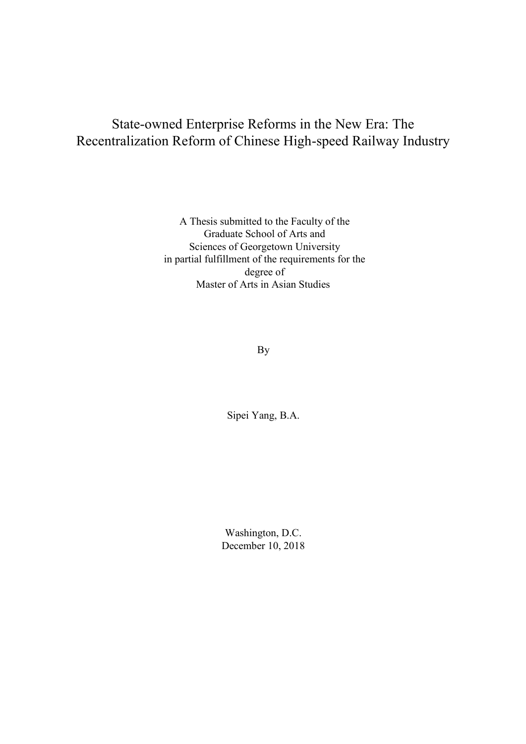# State-owned Enterprise Reforms in the New Era: The Recentralization Reform of Chinese High-speed Railway Industry

A Thesis submitted to the Faculty of the
Graduate School of Arts and
Sciences of Georgetown University
in partial fulfillment of the requirements for the
degree of
Master of Arts in Asian Studies

By

Sipei Yang, B.A.

Washington, D.C.
December 10, 2018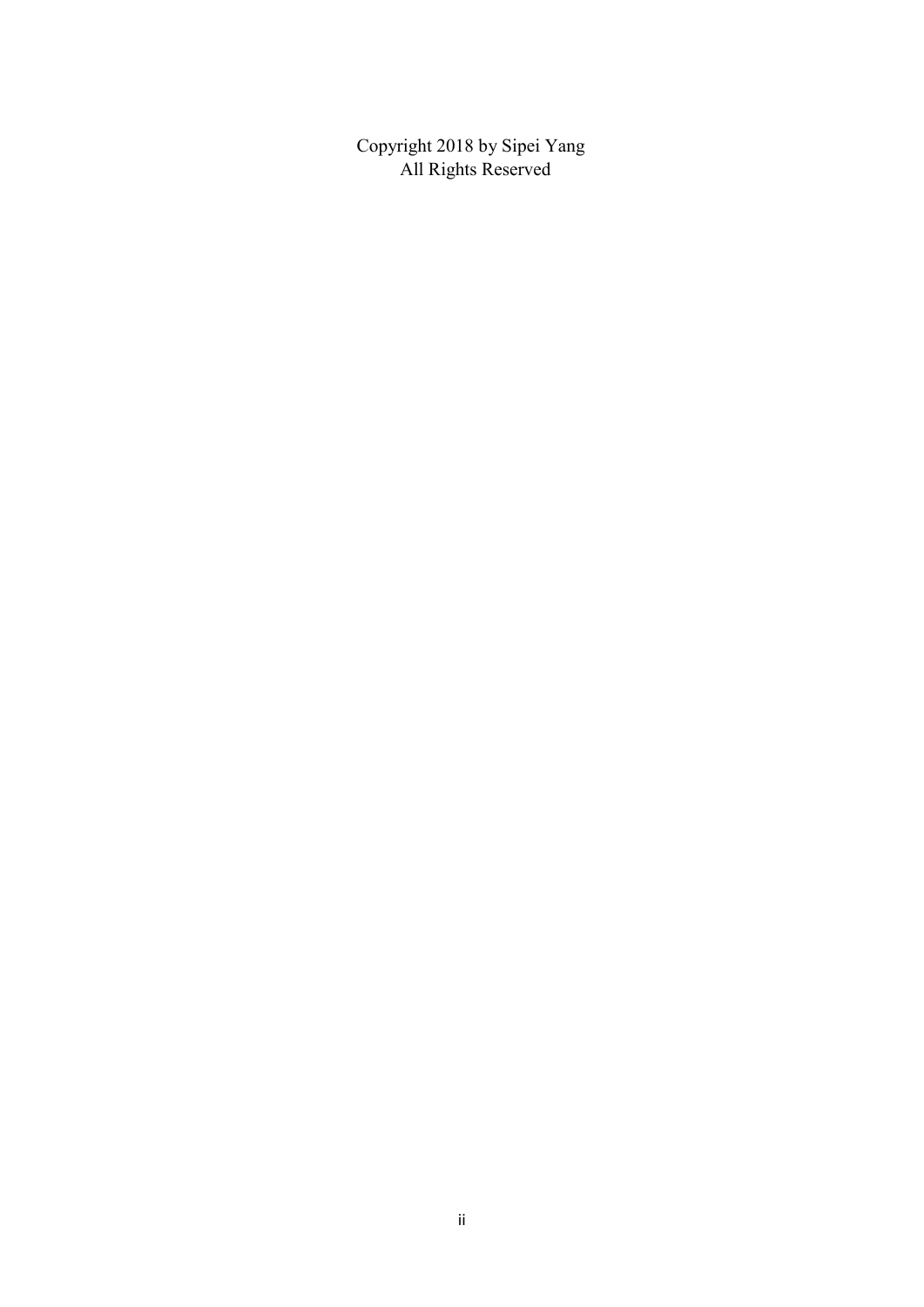Copyright 2018 by Sipei Yang
All Rights Reserved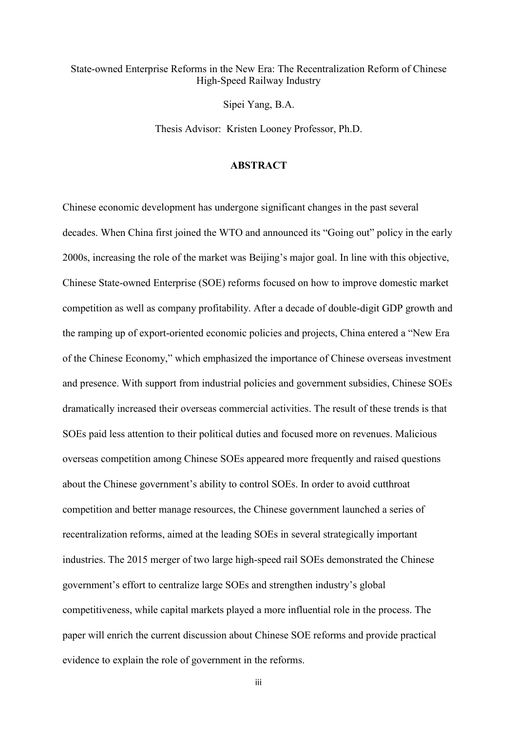State-owned Enterprise Reforms in the New Era: The Recentralization Reform of Chinese High-Speed Railway Industry

Sipei Yang, B.A.

Thesis Advisor: Kristen Looney Professor, Ph.D.

## ABSTRACT

Chinese economic development has undergone significant changes in the past several decades. When China first joined the WTO and announced its "Going out" policy in the early 2000s, increasing the role of the market was Beijing's major goal. In line with this objective, Chinese State-owned Enterprise (SOE) reforms focused on how to improve domestic market competition as well as company profitability. After a decade of double-digit GDP growth and the ramping up of export-oriented economic policies and projects, China entered a "New Era of the Chinese Economy," which emphasized the importance of Chinese overseas investment and presence. With support from industrial policies and government subsidies, Chinese SOEs dramatically increased their overseas commercial activities. The result of these trends is that SOEs paid less attention to their political duties and focused more on revenues. Malicious overseas competition among Chinese SOEs appeared more frequently and raised questions about the Chinese government's ability to control SOEs. In order to avoid cutthroat competition and better manage resources, the Chinese government launched a series of recentralization reforms, aimed at the leading SOEs in several strategically important industries. The 2015 merger of two large high-speed rail SOEs demonstrated the Chinese government's effort to centralize large SOEs and strengthen industry's global competitiveness, while capital markets played a more influential role in the process. The paper will enrich the current discussion about Chinese SOE reforms and provide practical evidence to explain the role of government in the reforms.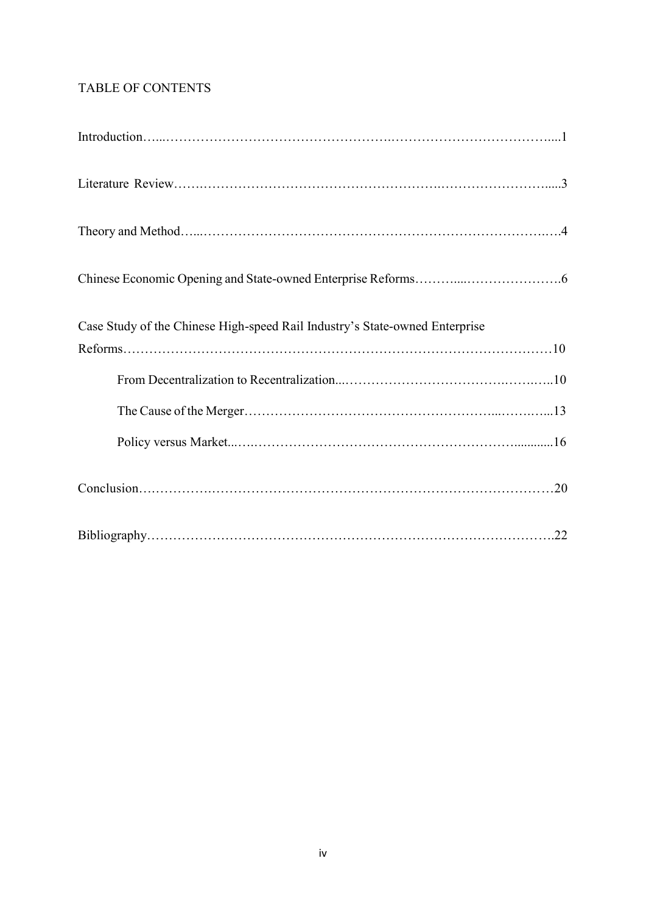TABLE OF CONTENTS

Introduction........................................................................................................1

Literature Review.................................................................................................3

Theory and Method...............................................................................................4

Chinese Economic Opening and State-owned Enterprise Reforms.........................................6

Case Study of the Chinese High-speed Rail Industry's State-owned Enterprise Reforms...........................................................................................................10

- From Decentralization to Recentralization..............................................................10
- The Cause of the Merger.....................................................................................13
- Policy versus Market...........................................................................................16

Conclusion..........................................................................................................20

Bibliography........................................................................................................22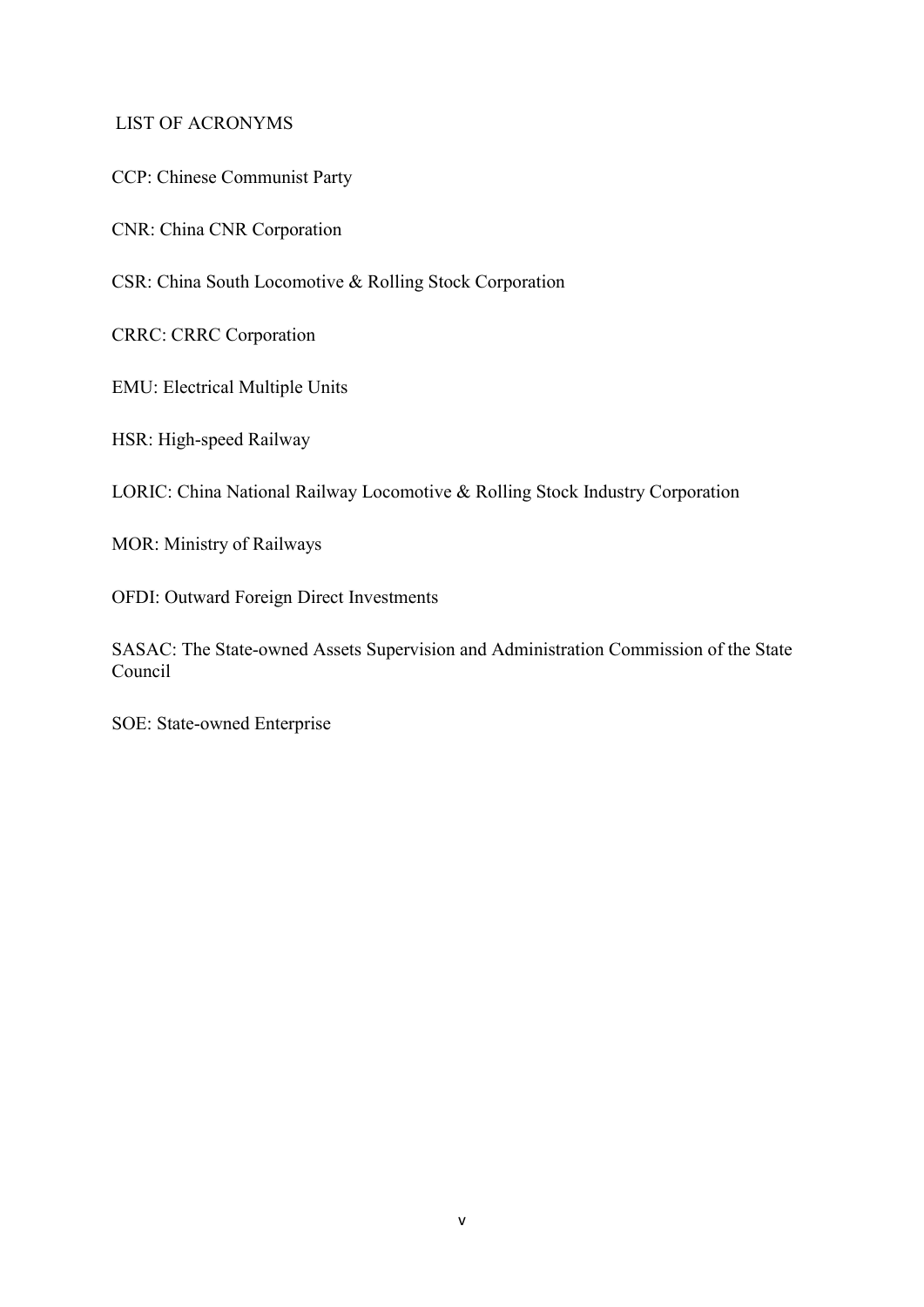## LIST OF ACRONYMS

CCP: Chinese Communist Party

CNR: China CNR Corporation

CSR: China South Locomotive & Rolling Stock Corporation

CRRC: CRRC Corporation

EMU: Electrical Multiple Units

HSR: High-speed Railway

LORIC: China National Railway Locomotive & Rolling Stock Industry Corporation

MOR: Ministry of Railways

OFDI: Outward Foreign Direct Investments

SASAC: The State-owned Assets Supervision and Administration Commission of the State Council

SOE: State-owned Enterprise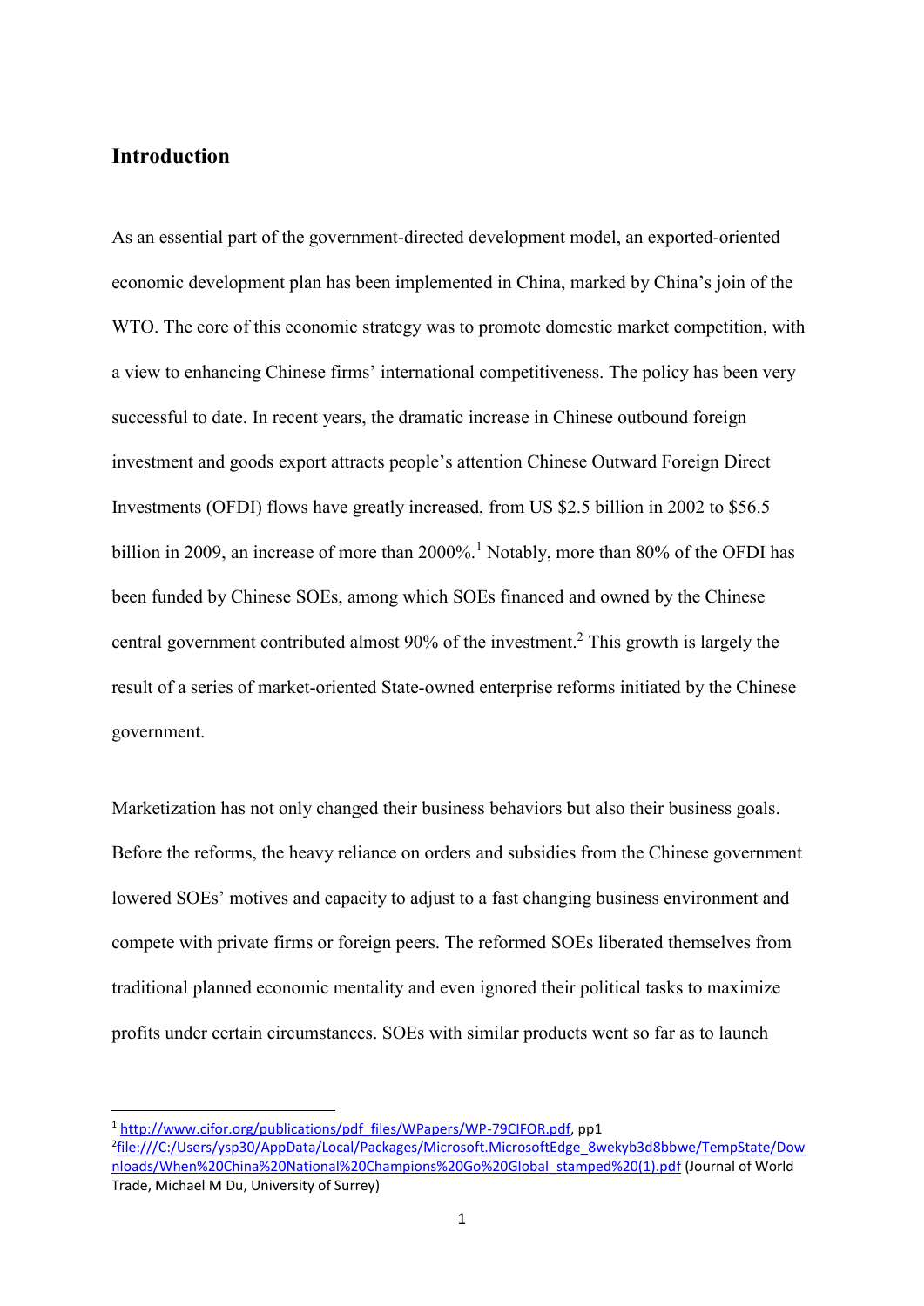## Introduction

As an essential part of the government-directed development model, an exported-oriented economic development plan has been implemented in China, marked by China's join of the WTO. The core of this economic strategy was to promote domestic market competition, with a view to enhancing Chinese firms' international competitiveness. The policy has been very successful to date. In recent years, the dramatic increase in Chinese outbound foreign investment and goods export attracts people's attention Chinese Outward Foreign Direct Investments (OFDI) flows have greatly increased, from US $2.5 billion in 2002 to $56.5 billion in 2009, an increase of more than 2000%.[1] Notably, more than 80% of the OFDI has been funded by Chinese SOEs, among which SOEs financed and owned by the Chinese central government contributed almost 90% of the investment.[2] This growth is largely the result of a series of market-oriented State-owned enterprise reforms initiated by the Chinese government.

Marketization has not only changed their business behaviors but also their business goals. Before the reforms, the heavy reliance on orders and subsidies from the Chinese government lowered SOEs' motives and capacity to adjust to a fast changing business environment and compete with private firms or foreign peers. The reformed SOEs liberated themselves from traditional planned economic mentality and even ignored their political tasks to maximize profits under certain circumstances. SOEs with similar products went so far as to launch

---

[1] http://www.cifor.org/publications/pdf_files/WPapers/WP-79CIFOR.pdf, pp1

[2] file:///C:/Users/ysp30/AppData/Local/Packages/Microsoft.MicrosoftEdge_8wekyb3d8bbwe/TempState/Downloads/When%20China%20National%20Champions%20Go%20Global_stamped%20(1).pdf (Journal of World Trade, Michael M Du, University of Surrey)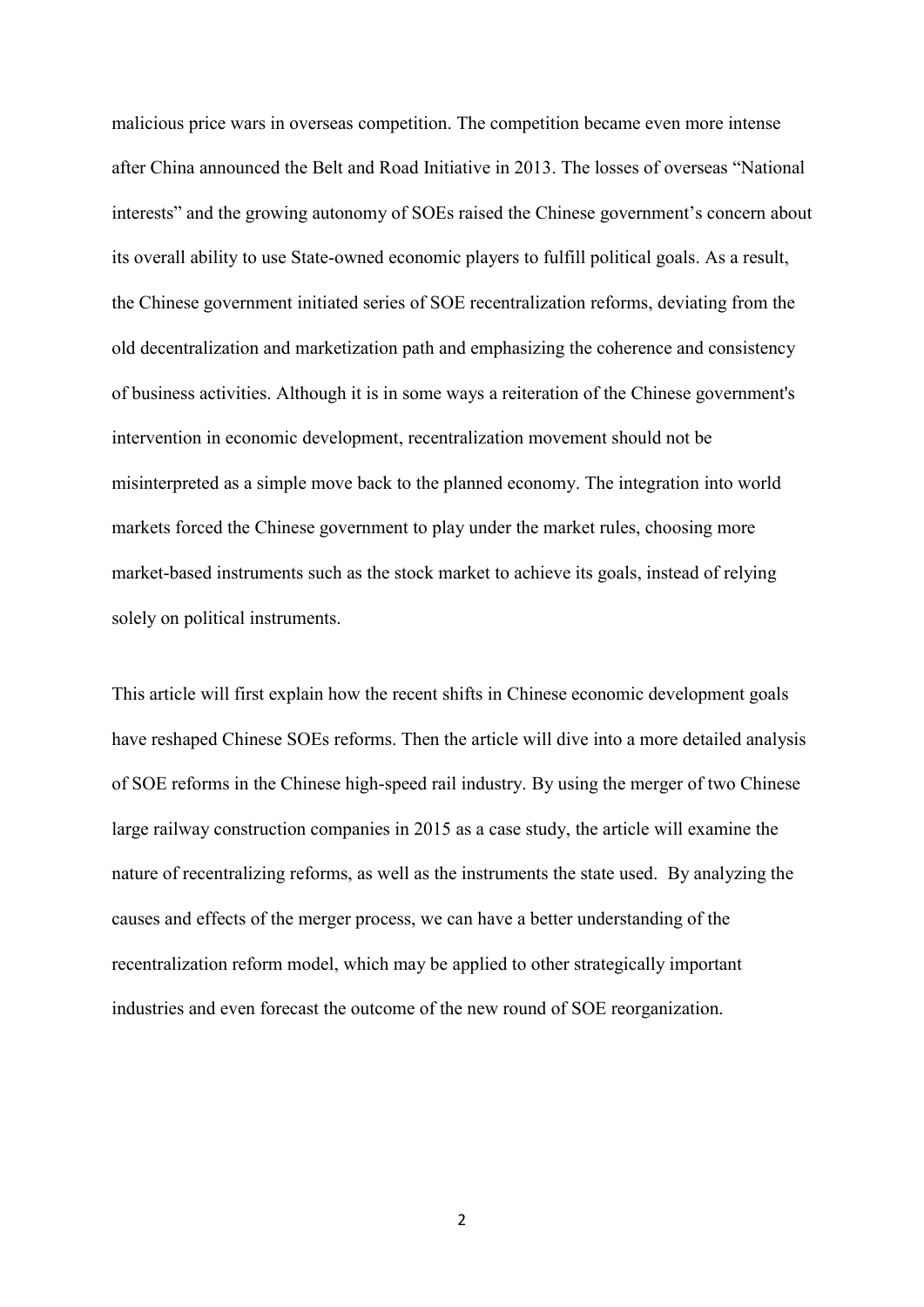malicious price wars in overseas competition. The competition became even more intense after China announced the Belt and Road Initiative in 2013. The losses of overseas "National interests" and the growing autonomy of SOEs raised the Chinese government's concern about its overall ability to use State-owned economic players to fulfill political goals. As a result, the Chinese government initiated series of SOE recentralization reforms, deviating from the old decentralization and marketization path and emphasizing the coherence and consistency of business activities. Although it is in some ways a reiteration of the Chinese government's intervention in economic development, recentralization movement should not be misinterpreted as a simple move back to the planned economy. The integration into world markets forced the Chinese government to play under the market rules, choosing more market-based instruments such as the stock market to achieve its goals, instead of relying solely on political instruments.

This article will first explain how the recent shifts in Chinese economic development goals have reshaped Chinese SOEs reforms. Then the article will dive into a more detailed analysis of SOE reforms in the Chinese high-speed rail industry. By using the merger of two Chinese large railway construction companies in 2015 as a case study, the article will examine the nature of recentralizing reforms, as well as the instruments the state used. By analyzing the causes and effects of the merger process, we can have a better understanding of the recentralization reform model, which may be applied to other strategically important industries and even forecast the outcome of the new round of SOE reorganization.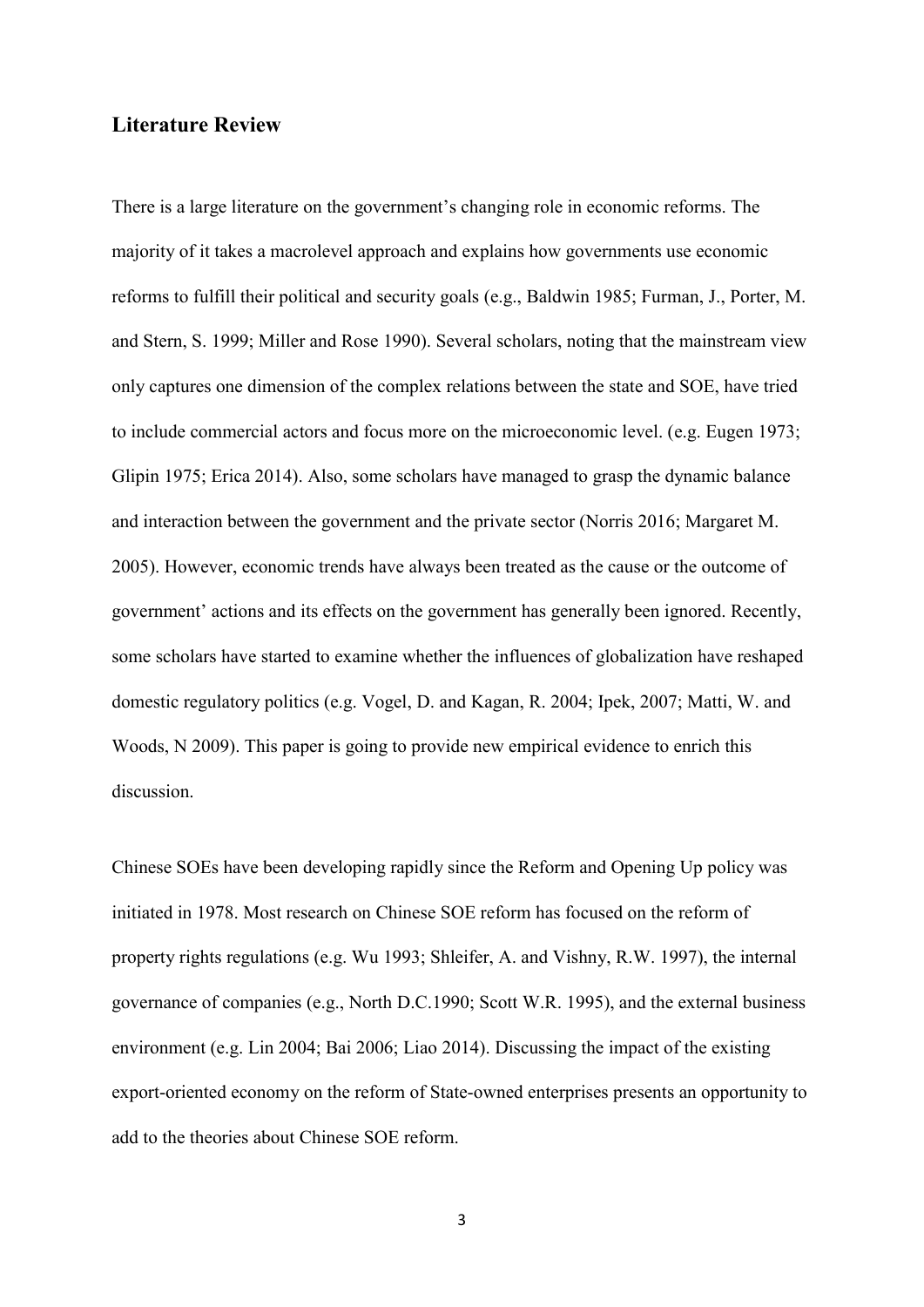## Literature Review

There is a large literature on the government's changing role in economic reforms. The majority of it takes a macrolevel approach and explains how governments use economic reforms to fulfill their political and security goals (e.g., Baldwin 1985; Furman, J., Porter, M. and Stern, S. 1999; Miller and Rose 1990). Several scholars, noting that the mainstream view only captures one dimension of the complex relations between the state and SOE, have tried to include commercial actors and focus more on the microeconomic level. (e.g. Eugen 1973; Glipin 1975; Erica 2014). Also, some scholars have managed to grasp the dynamic balance and interaction between the government and the private sector (Norris 2016; Margaret M. 2005). However, economic trends have always been treated as the cause or the outcome of government' actions and its effects on the government has generally been ignored. Recently, some scholars have started to examine whether the influences of globalization have reshaped domestic regulatory politics (e.g. Vogel, D. and Kagan, R. 2004; Ipek, 2007; Matti, W. and Woods, N 2009). This paper is going to provide new empirical evidence to enrich this discussion.

Chinese SOEs have been developing rapidly since the Reform and Opening Up policy was initiated in 1978. Most research on Chinese SOE reform has focused on the reform of property rights regulations (e.g. Wu 1993; Shleifer, A. and Vishny, R.W. 1997), the internal governance of companies (e.g., North D.C.1990; Scott W.R. 1995), and the external business environment (e.g. Lin 2004; Bai 2006; Liao 2014). Discussing the impact of the existing export-oriented economy on the reform of State-owned enterprises presents an opportunity to add to the theories about Chinese SOE reform.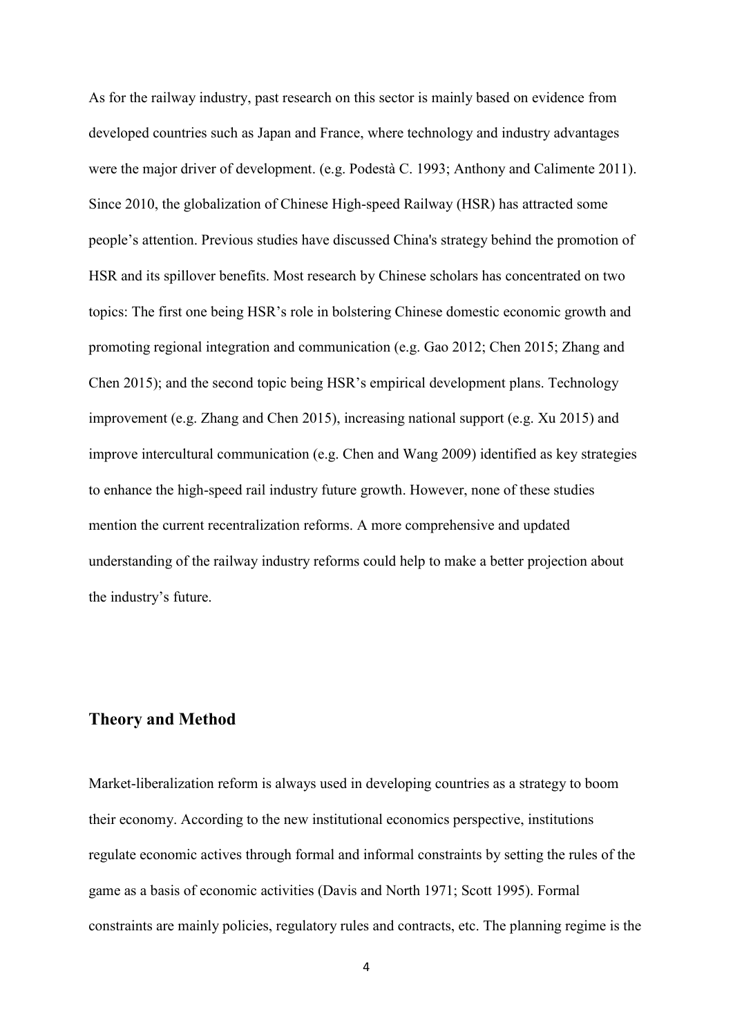As for the railway industry, past research on this sector is mainly based on evidence from developed countries such as Japan and France, where technology and industry advantages were the major driver of development. (e.g. Podestà C. 1993; Anthony and Calimente 2011). Since 2010, the globalization of Chinese High-speed Railway (HSR) has attracted some people's attention. Previous studies have discussed China's strategy behind the promotion of HSR and its spillover benefits. Most research by Chinese scholars has concentrated on two topics: The first one being HSR's role in bolstering Chinese domestic economic growth and promoting regional integration and communication (e.g. Gao 2012; Chen 2015; Zhang and Chen 2015); and the second topic being HSR's empirical development plans. Technology improvement (e.g. Zhang and Chen 2015), increasing national support (e.g. Xu 2015) and improve intercultural communication (e.g. Chen and Wang 2009) identified as key strategies to enhance the high-speed rail industry future growth. However, none of these studies mention the current recentralization reforms. A more comprehensive and updated understanding of the railway industry reforms could help to make a better projection about the industry's future.

## Theory and Method

Market-liberalization reform is always used in developing countries as a strategy to boom their economy. According to the new institutional economics perspective, institutions regulate economic actives through formal and informal constraints by setting the rules of the game as a basis of economic activities (Davis and North 1971; Scott 1995). Formal constraints are mainly policies, regulatory rules and contracts, etc. The planning regime is the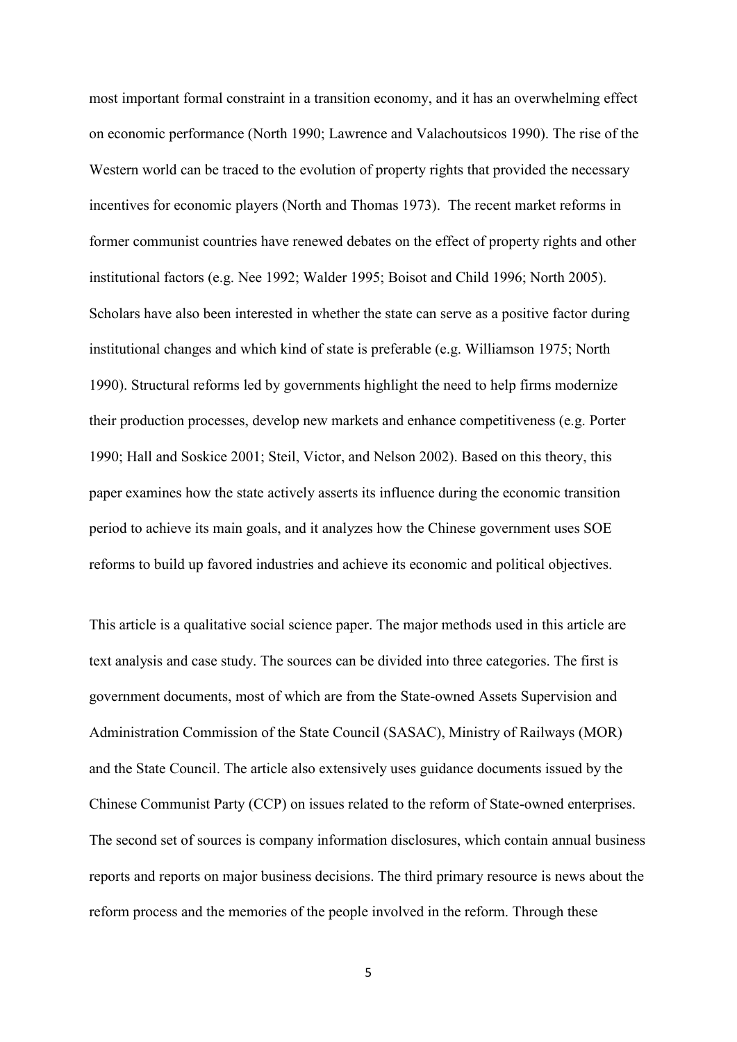most important formal constraint in a transition economy, and it has an overwhelming effect on economic performance (North 1990; Lawrence and Valachoutsicos 1990). The rise of the Western world can be traced to the evolution of property rights that provided the necessary incentives for economic players (North and Thomas 1973). The recent market reforms in former communist countries have renewed debates on the effect of property rights and other institutional factors (e.g. Nee 1992; Walder 1995; Boisot and Child 1996; North 2005). Scholars have also been interested in whether the state can serve as a positive factor during institutional changes and which kind of state is preferable (e.g. Williamson 1975; North 1990). Structural reforms led by governments highlight the need to help firms modernize their production processes, develop new markets and enhance competitiveness (e.g. Porter 1990; Hall and Soskice 2001; Steil, Victor, and Nelson 2002). Based on this theory, this paper examines how the state actively asserts its influence during the economic transition period to achieve its main goals, and it analyzes how the Chinese government uses SOE reforms to build up favored industries and achieve its economic and political objectives.

This article is a qualitative social science paper. The major methods used in this article are text analysis and case study. The sources can be divided into three categories. The first is government documents, most of which are from the State-owned Assets Supervision and Administration Commission of the State Council (SASAC), Ministry of Railways (MOR) and the State Council. The article also extensively uses guidance documents issued by the Chinese Communist Party (CCP) on issues related to the reform of State-owned enterprises. The second set of sources is company information disclosures, which contain annual business reports and reports on major business decisions. The third primary resource is news about the reform process and the memories of the people involved in the reform. Through these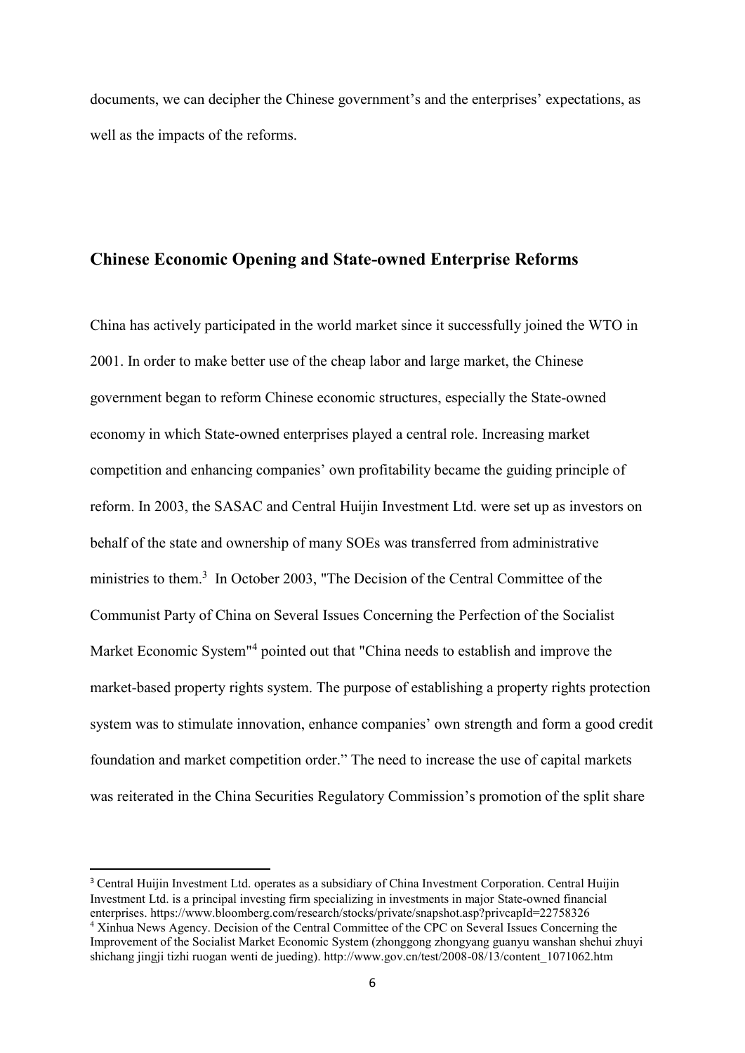documents, we can decipher the Chinese government's and the enterprises' expectations, as well as the impacts of the reforms.

## Chinese Economic Opening and State-owned Enterprise Reforms

China has actively participated in the world market since it successfully joined the WTO in 2001. In order to make better use of the cheap labor and large market, the Chinese government began to reform Chinese economic structures, especially the State-owned economy in which State-owned enterprises played a central role. Increasing market competition and enhancing companies' own profitability became the guiding principle of reform. In 2003, the SASAC and Central Huijin Investment Ltd. were set up as investors on behalf of the state and ownership of many SOEs was transferred from administrative ministries to them.[3] In October 2003, "The Decision of the Central Committee of the Communist Party of China on Several Issues Concerning the Perfection of the Socialist Market Economic System"[4] pointed out that "China needs to establish and improve the market-based property rights system. The purpose of establishing a property rights protection system was to stimulate innovation, enhance companies' own strength and form a good credit foundation and market competition order." The need to increase the use of capital markets was reiterated in the China Securities Regulatory Commission's promotion of the split share

---

[3] Central Huijin Investment Ltd. operates as a subsidiary of China Investment Corporation. Central Huijin Investment Ltd. is a principal investing firm specializing in investments in major State-owned financial enterprises. https://www.bloomberg.com/research/stocks/private/snapshot.asp?privcapId=22758326

[4] Xinhua News Agency. Decision of the Central Committee of the CPC on Several Issues Concerning the Improvement of the Socialist Market Economic System (zhonggong zhongyang guanyu wanshan shehui zhuyi shichang jingji tizhi ruogan wenti de jueding). http://www.gov.cn/test/2008-08/13/content_1071062.htm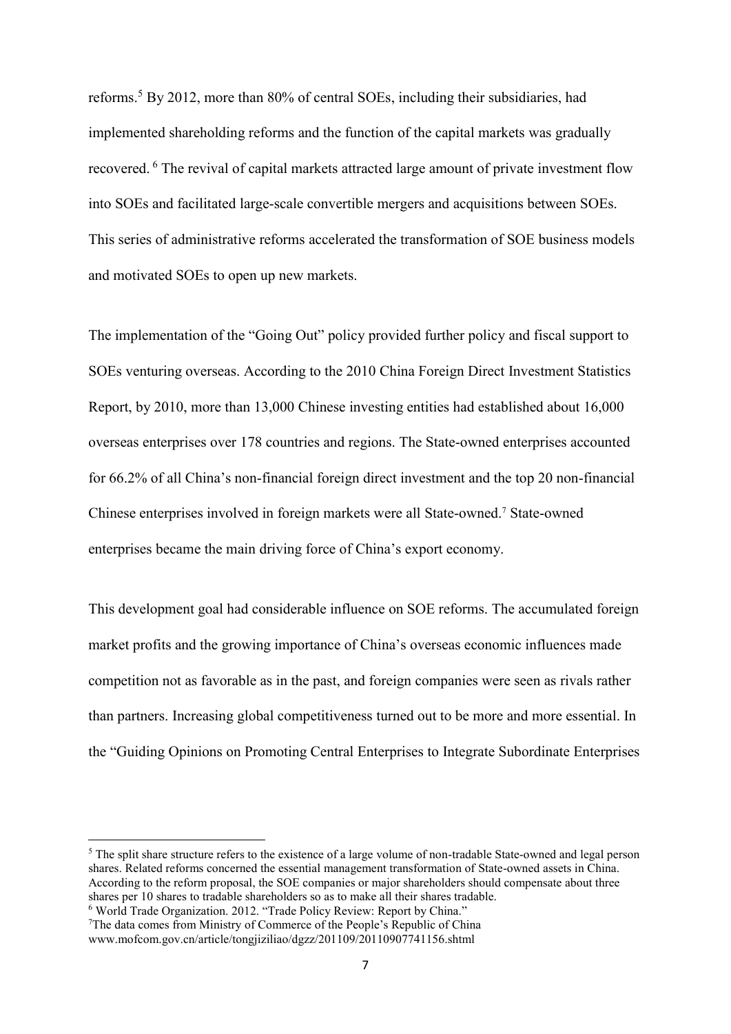reforms.[5] By 2012, more than 80% of central SOEs, including their subsidiaries, had implemented shareholding reforms and the function of the capital markets was gradually recovered. [6] The revival of capital markets attracted large amount of private investment flow into SOEs and facilitated large-scale convertible mergers and acquisitions between SOEs. This series of administrative reforms accelerated the transformation of SOE business models and motivated SOEs to open up new markets.

The implementation of the "Going Out" policy provided further policy and fiscal support to SOEs venturing overseas. According to the 2010 China Foreign Direct Investment Statistics Report, by 2010, more than 13,000 Chinese investing entities had established about 16,000 overseas enterprises over 178 countries and regions. The State-owned enterprises accounted for 66.2% of all China's non-financial foreign direct investment and the top 20 non-financial Chinese enterprises involved in foreign markets were all State-owned.[7] State-owned enterprises became the main driving force of China's export economy.

This development goal had considerable influence on SOE reforms. The accumulated foreign market profits and the growing importance of China's overseas economic influences made competition not as favorable as in the past, and foreign companies were seen as rivals rather than partners. Increasing global competitiveness turned out to be more and more essential. In the "Guiding Opinions on Promoting Central Enterprises to Integrate Subordinate Enterprises

---

[5] The split share structure refers to the existence of a large volume of non-tradable State-owned and legal person shares. Related reforms concerned the essential management transformation of State-owned assets in China. According to the reform proposal, the SOE companies or major shareholders should compensate about three shares per 10 shares to tradable shareholders so as to make all their shares tradable.

[6] World Trade Organization. 2012. "Trade Policy Review: Report by China."

[7] The data comes from Ministry of Commerce of the People's Republic of China www.mofcom.gov.cn/article/tongjiziliao/dgzz/201109/20110907741156.shtml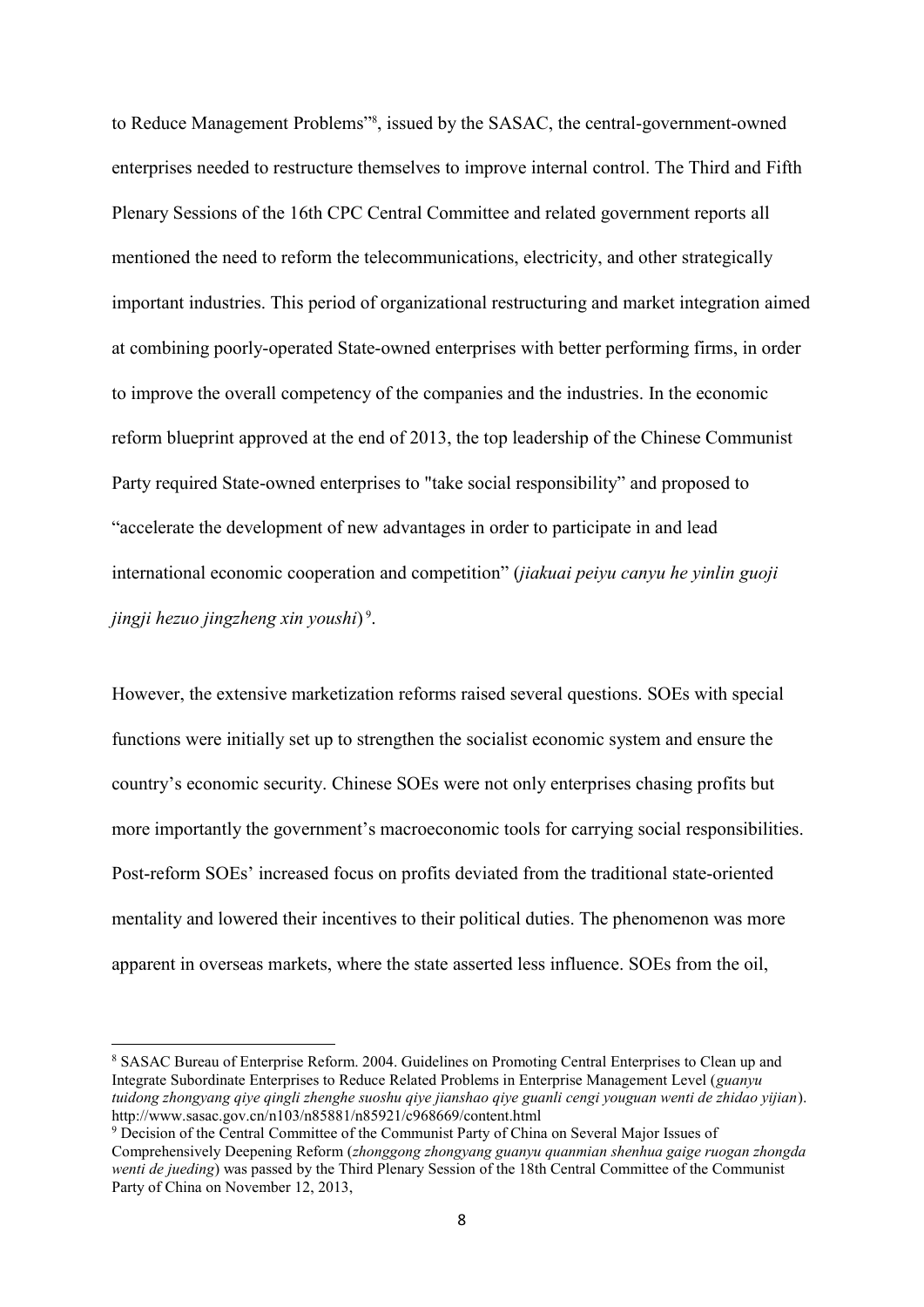to Reduce Management Problems"[8], issued by the SASAC, the central-government-owned enterprises needed to restructure themselves to improve internal control. The Third and Fifth Plenary Sessions of the 16th CPC Central Committee and related government reports all mentioned the need to reform the telecommunications, electricity, and other strategically important industries. This period of organizational restructuring and market integration aimed at combining poorly-operated State-owned enterprises with better performing firms, in order to improve the overall competency of the companies and the industries. In the economic reform blueprint approved at the end of 2013, the top leadership of the Chinese Communist Party required State-owned enterprises to "take social responsibility" and proposed to "accelerate the development of new advantages in order to participate in and lead international economic cooperation and competition" (*jiakuai peiyu canyu he yinlin guoji jingji hezuo jingzheng xin youshi*)[9].

However, the extensive marketization reforms raised several questions. SOEs with special functions were initially set up to strengthen the socialist economic system and ensure the country's economic security. Chinese SOEs were not only enterprises chasing profits but more importantly the government's macroeconomic tools for carrying social responsibilities. Post-reform SOEs' increased focus on profits deviated from the traditional state-oriented mentality and lowered their incentives to their political duties. The phenomenon was more apparent in overseas markets, where the state asserted less influence. SOEs from the oil,

---

[8] SASAC Bureau of Enterprise Reform. 2004. Guidelines on Promoting Central Enterprises to Clean up and Integrate Subordinate Enterprises to Reduce Related Problems in Enterprise Management Level (*guanyu tuidong zhongyang qiye qingli zhenghe suoshu qiye jianshao qiye guanli cengi youguan wenti de zhidao yijian*). http://www.sasac.gov.cn/n103/n85881/n85921/c968669/content.html

[9] Decision of the Central Committee of the Communist Party of China on Several Major Issues of Comprehensively Deepening Reform (*zhonggong zhongyang guanyu quanmian shenhua gaige ruogan zhongda wenti de jueding*) was passed by the Third Plenary Session of the 18th Central Committee of the Communist Party of China on November 12, 2013,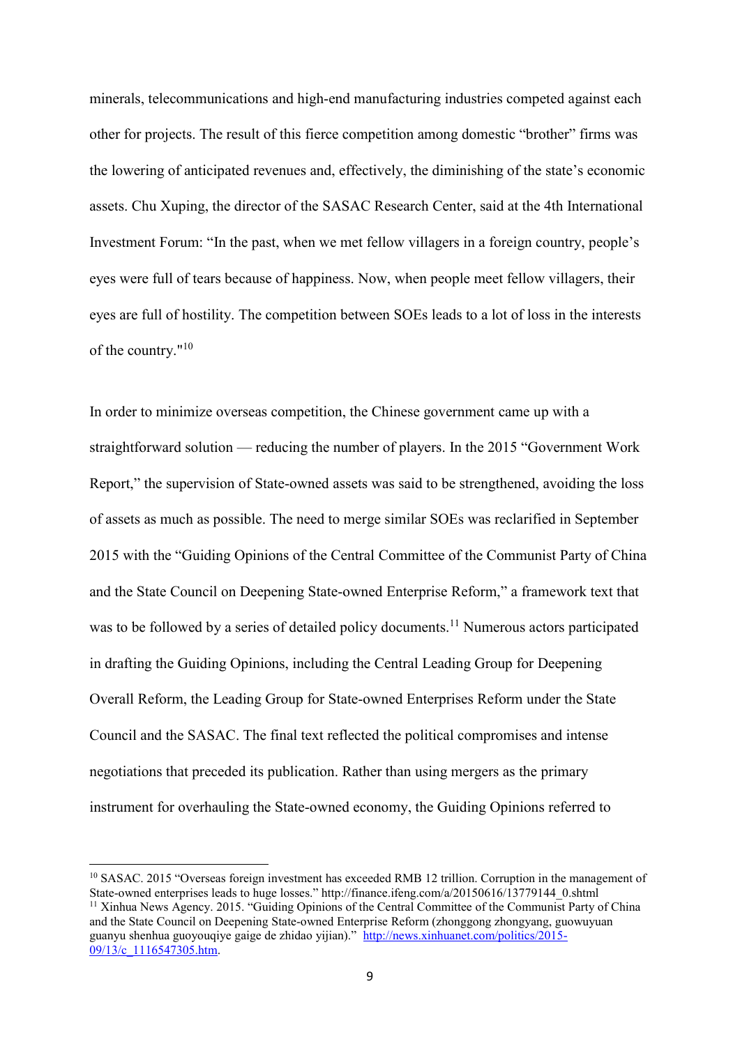minerals, telecommunications and high-end manufacturing industries competed against each other for projects. The result of this fierce competition among domestic "brother" firms was the lowering of anticipated revenues and, effectively, the diminishing of the state's economic assets. Chu Xuping, the director of the SASAC Research Center, said at the 4th International Investment Forum: "In the past, when we met fellow villagers in a foreign country, people's eyes were full of tears because of happiness. Now, when people meet fellow villagers, their eyes are full of hostility. The competition between SOEs leads to a lot of loss in the interests of the country."[10]

In order to minimize overseas competition, the Chinese government came up with a straightforward solution — reducing the number of players. In the 2015 "Government Work Report," the supervision of State-owned assets was said to be strengthened, avoiding the loss of assets as much as possible. The need to merge similar SOEs was reclarified in September 2015 with the "Guiding Opinions of the Central Committee of the Communist Party of China and the State Council on Deepening State-owned Enterprise Reform," a framework text that was to be followed by a series of detailed policy documents.[11] Numerous actors participated in drafting the Guiding Opinions, including the Central Leading Group for Deepening Overall Reform, the Leading Group for State-owned Enterprises Reform under the State Council and the SASAC. The final text reflected the political compromises and intense negotiations that preceded its publication. Rather than using mergers as the primary instrument for overhauling the State-owned economy, the Guiding Opinions referred to

---

[10] SASAC. 2015 "Overseas foreign investment has exceeded RMB 12 trillion. Corruption in the management of State-owned enterprises leads to huge losses." http://finance.ifeng.com/a/20150616/13779144_0.shtml

[11] Xinhua News Agency. 2015. "Guiding Opinions of the Central Committee of the Communist Party of China and the State Council on Deepening State-owned Enterprise Reform (zhonggong zhongyang, guowuyuan guanyu shenhua guoyouqiye gaige de zhidao yijian)." http://news.xinhuanet.com/politics/2015-09/13/c_1116547305.htm.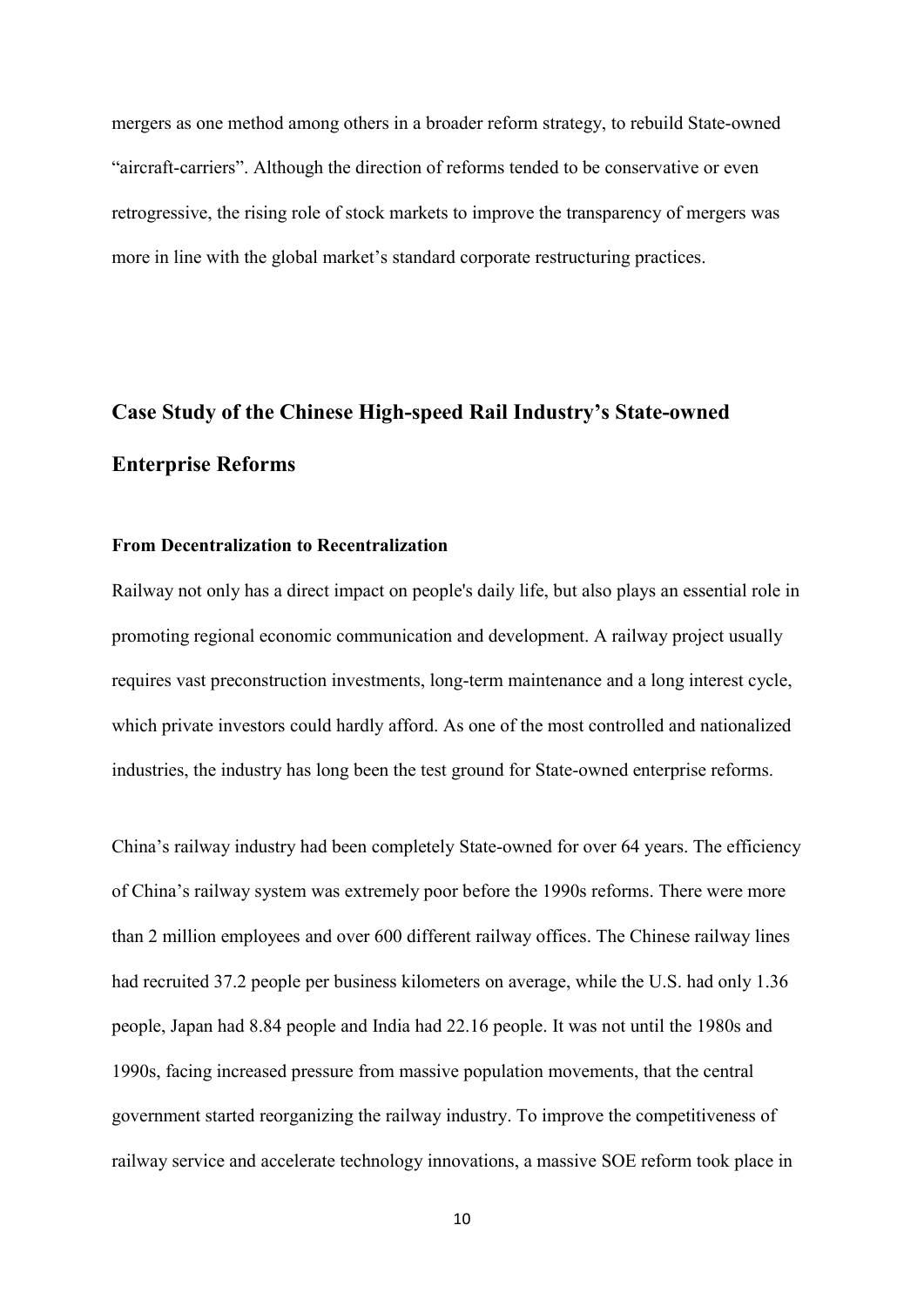mergers as one method among others in a broader reform strategy, to rebuild State-owned "aircraft-carriers". Although the direction of reforms tended to be conservative or even retrogressive, the rising role of stock markets to improve the transparency of mergers was more in line with the global market's standard corporate restructuring practices.

## Case Study of the Chinese High-speed Rail Industry's State-owned Enterprise Reforms

### From Decentralization to Recentralization

Railway not only has a direct impact on people's daily life, but also plays an essential role in promoting regional economic communication and development. A railway project usually requires vast preconstruction investments, long-term maintenance and a long interest cycle, which private investors could hardly afford. As one of the most controlled and nationalized industries, the industry has long been the test ground for State-owned enterprise reforms.

China's railway industry had been completely State-owned for over 64 years. The efficiency of China's railway system was extremely poor before the 1990s reforms. There were more than 2 million employees and over 600 different railway offices. The Chinese railway lines had recruited 37.2 people per business kilometers on average, while the U.S. had only 1.36 people, Japan had 8.84 people and India had 22.16 people. It was not until the 1980s and 1990s, facing increased pressure from massive population movements, that the central government started reorganizing the railway industry. To improve the competitiveness of railway service and accelerate technology innovations, a massive SOE reform took place in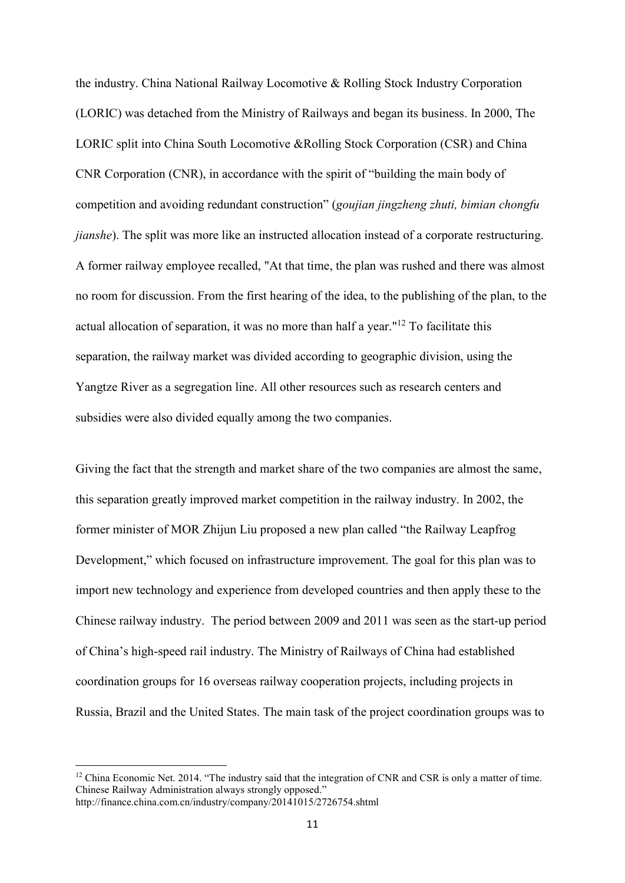the industry. China National Railway Locomotive & Rolling Stock Industry Corporation (LORIC) was detached from the Ministry of Railways and began its business. In 2000, The LORIC split into China South Locomotive &Rolling Stock Corporation (CSR) and China CNR Corporation (CNR), in accordance with the spirit of "building the main body of competition and avoiding redundant construction" (*goujian jingzheng zhuti, bimian chongfu jianshe*). The split was more like an instructed allocation instead of a corporate restructuring. A former railway employee recalled, "At that time, the plan was rushed and there was almost no room for discussion. From the first hearing of the idea, to the publishing of the plan, to the actual allocation of separation, it was no more than half a year."[12] To facilitate this separation, the railway market was divided according to geographic division, using the Yangtze River as a segregation line. All other resources such as research centers and subsidies were also divided equally among the two companies.

Giving the fact that the strength and market share of the two companies are almost the same, this separation greatly improved market competition in the railway industry. In 2002, the former minister of MOR Zhijun Liu proposed a new plan called "the Railway Leapfrog Development," which focused on infrastructure improvement. The goal for this plan was to import new technology and experience from developed countries and then apply these to the Chinese railway industry. The period between 2009 and 2011 was seen as the start-up period of China's high-speed rail industry. The Ministry of Railways of China had established coordination groups for 16 overseas railway cooperation projects, including projects in Russia, Brazil and the United States. The main task of the project coordination groups was to

---

[12] China Economic Net. 2014. "The industry said that the integration of CNR and CSR is only a matter of time. Chinese Railway Administration always strongly opposed." http://finance.china.com.cn/industry/company/20141015/2726754.shtml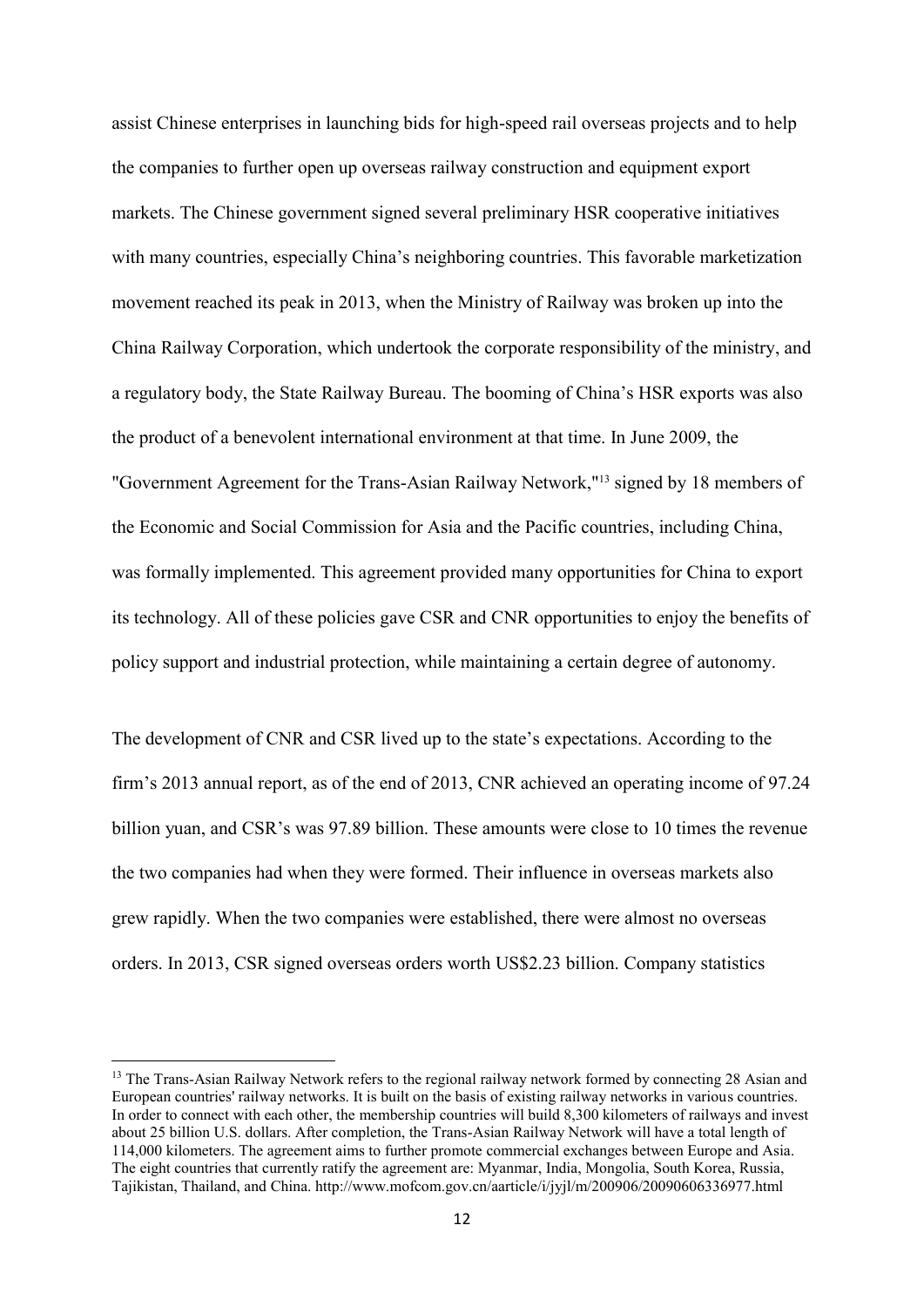assist Chinese enterprises in launching bids for high-speed rail overseas projects and to help the companies to further open up overseas railway construction and equipment export markets. The Chinese government signed several preliminary HSR cooperative initiatives with many countries, especially China's neighboring countries. This favorable marketization movement reached its peak in 2013, when the Ministry of Railway was broken up into the China Railway Corporation, which undertook the corporate responsibility of the ministry, and a regulatory body, the State Railway Bureau. The booming of China's HSR exports was also the product of a benevolent international environment at that time. In June 2009, the "Government Agreement for the Trans-Asian Railway Network,"[13] signed by 18 members of the Economic and Social Commission for Asia and the Pacific countries, including China, was formally implemented. This agreement provided many opportunities for China to export its technology. All of these policies gave CSR and CNR opportunities to enjoy the benefits of policy support and industrial protection, while maintaining a certain degree of autonomy.

The development of CNR and CSR lived up to the state's expectations. According to the firm's 2013 annual report, as of the end of 2013, CNR achieved an operating income of 97.24 billion yuan, and CSR's was 97.89 billion. These amounts were close to 10 times the revenue the two companies had when they were formed. Their influence in overseas markets also grew rapidly. When the two companies were established, there were almost no overseas orders. In 2013, CSR signed overseas orders worth US$2.23 billion. Company statistics

---

[13] The Trans-Asian Railway Network refers to the regional railway network formed by connecting 28 Asian and European countries' railway networks. It is built on the basis of existing railway networks in various countries. In order to connect with each other, the membership countries will build 8,300 kilometers of railways and invest about 25 billion U.S. dollars. After completion, the Trans-Asian Railway Network will have a total length of 114,000 kilometers. The agreement aims to further promote commercial exchanges between Europe and Asia. The eight countries that currently ratify the agreement are: Myanmar, India, Mongolia, South Korea, Russia, Tajikistan, Thailand, and China. http://www.mofcom.gov.cn/aarticle/i/jyjl/m/200906/20090606336977.html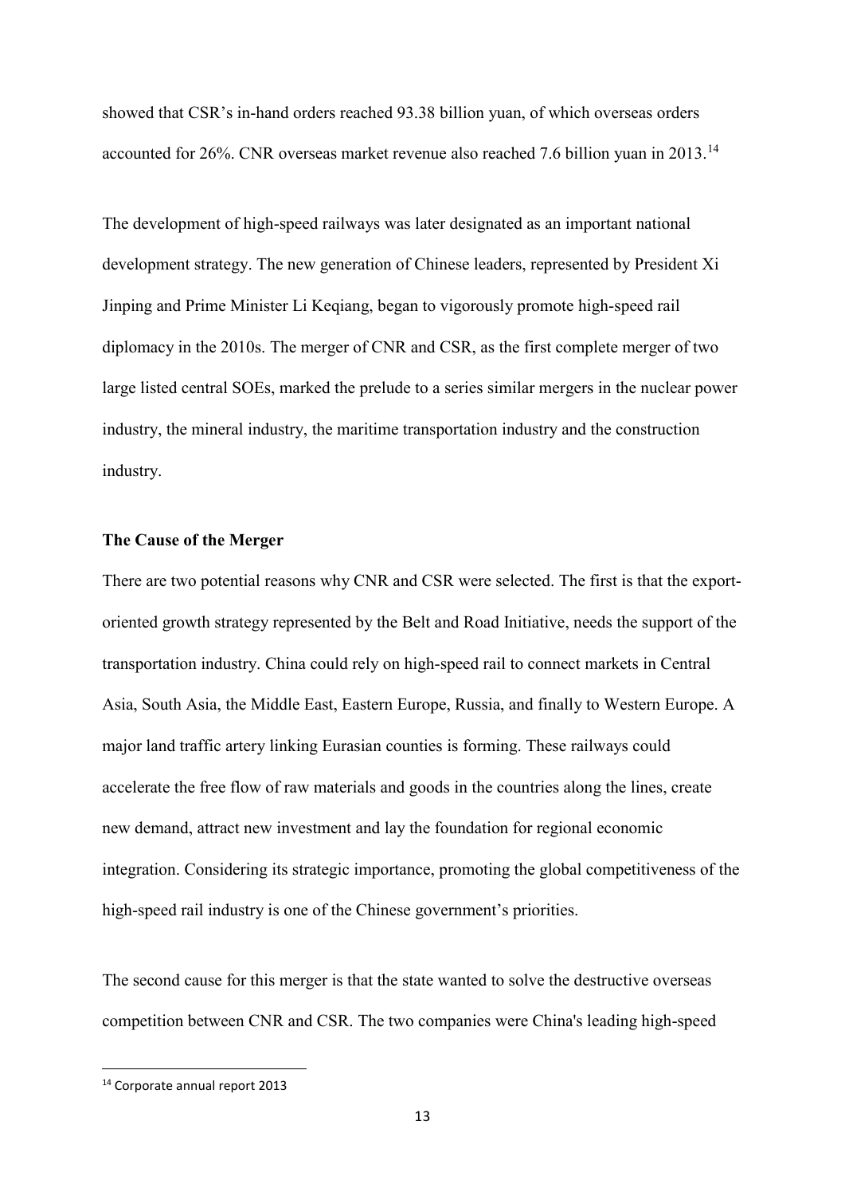showed that CSR's in-hand orders reached 93.38 billion yuan, of which overseas orders accounted for 26%. CNR overseas market revenue also reached 7.6 billion yuan in 2013.[14]

The development of high-speed railways was later designated as an important national development strategy. The new generation of Chinese leaders, represented by President Xi Jinping and Prime Minister Li Keqiang, began to vigorously promote high-speed rail diplomacy in the 2010s. The merger of CNR and CSR, as the first complete merger of two large listed central SOEs, marked the prelude to a series similar mergers in the nuclear power industry, the mineral industry, the maritime transportation industry and the construction industry.

**The Cause of the Merger**

There are two potential reasons why CNR and CSR were selected. The first is that the export-oriented growth strategy represented by the Belt and Road Initiative, needs the support of the transportation industry. China could rely on high-speed rail to connect markets in Central Asia, South Asia, the Middle East, Eastern Europe, Russia, and finally to Western Europe. A major land traffic artery linking Eurasian counties is forming. These railways could accelerate the free flow of raw materials and goods in the countries along the lines, create new demand, attract new investment and lay the foundation for regional economic integration. Considering its strategic importance, promoting the global competitiveness of the high-speed rail industry is one of the Chinese government's priorities.

The second cause for this merger is that the state wanted to solve the destructive overseas competition between CNR and CSR. The two companies were China's leading high-speed

[14] Corporate annual report 2013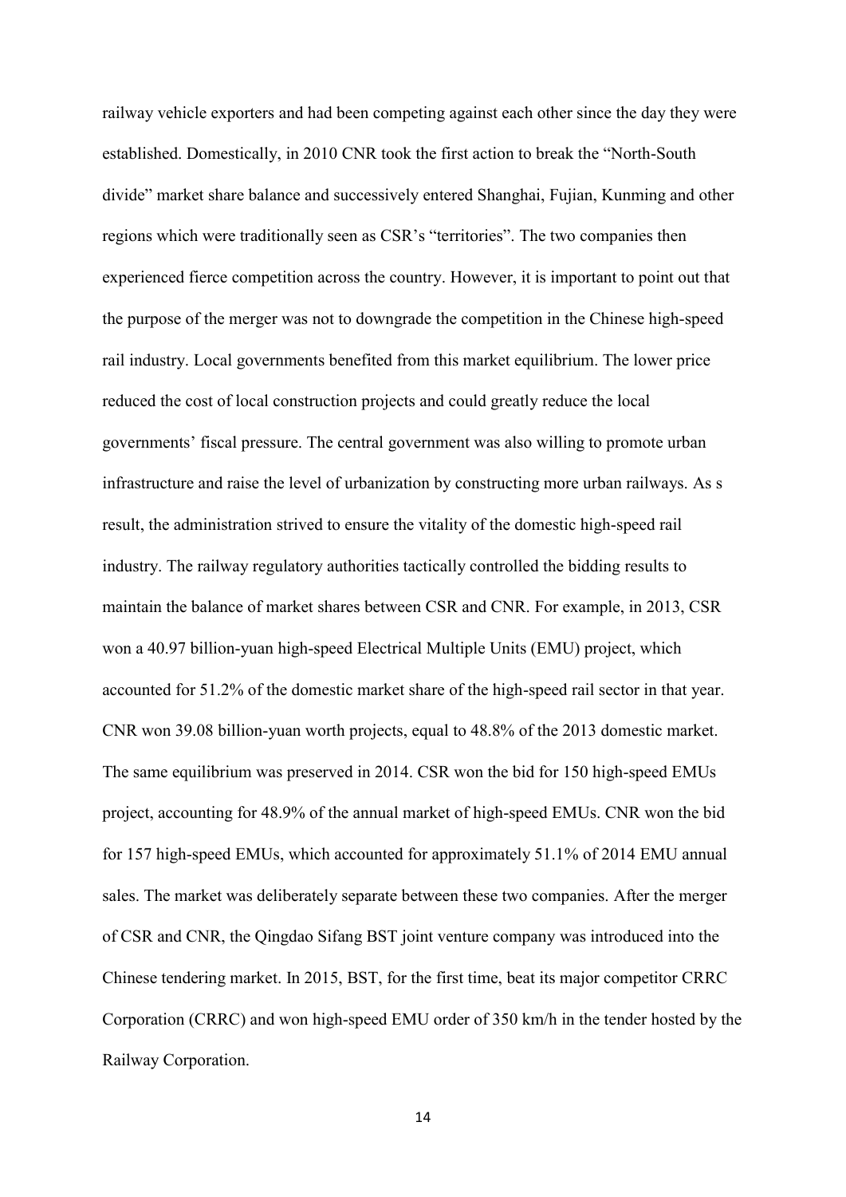railway vehicle exporters and had been competing against each other since the day they were established. Domestically, in 2010 CNR took the first action to break the "North-South divide" market share balance and successively entered Shanghai, Fujian, Kunming and other regions which were traditionally seen as CSR's "territories". The two companies then experienced fierce competition across the country. However, it is important to point out that the purpose of the merger was not to downgrade the competition in the Chinese high-speed rail industry. Local governments benefited from this market equilibrium. The lower price reduced the cost of local construction projects and could greatly reduce the local governments' fiscal pressure. The central government was also willing to promote urban infrastructure and raise the level of urbanization by constructing more urban railways. As s result, the administration strived to ensure the vitality of the domestic high-speed rail industry. The railway regulatory authorities tactically controlled the bidding results to maintain the balance of market shares between CSR and CNR. For example, in 2013, CSR won a 40.97 billion-yuan high-speed Electrical Multiple Units (EMU) project, which accounted for 51.2% of the domestic market share of the high-speed rail sector in that year. CNR won 39.08 billion-yuan worth projects, equal to 48.8% of the 2013 domestic market. The same equilibrium was preserved in 2014. CSR won the bid for 150 high-speed EMUs project, accounting for 48.9% of the annual market of high-speed EMUs. CNR won the bid for 157 high-speed EMUs, which accounted for approximately 51.1% of 2014 EMU annual sales. The market was deliberately separate between these two companies. After the merger of CSR and CNR, the Qingdao Sifang BST joint venture company was introduced into the Chinese tendering market. In 2015, BST, for the first time, beat its major competitor CRRC Corporation (CRRC) and won high-speed EMU order of 350 km/h in the tender hosted by the Railway Corporation.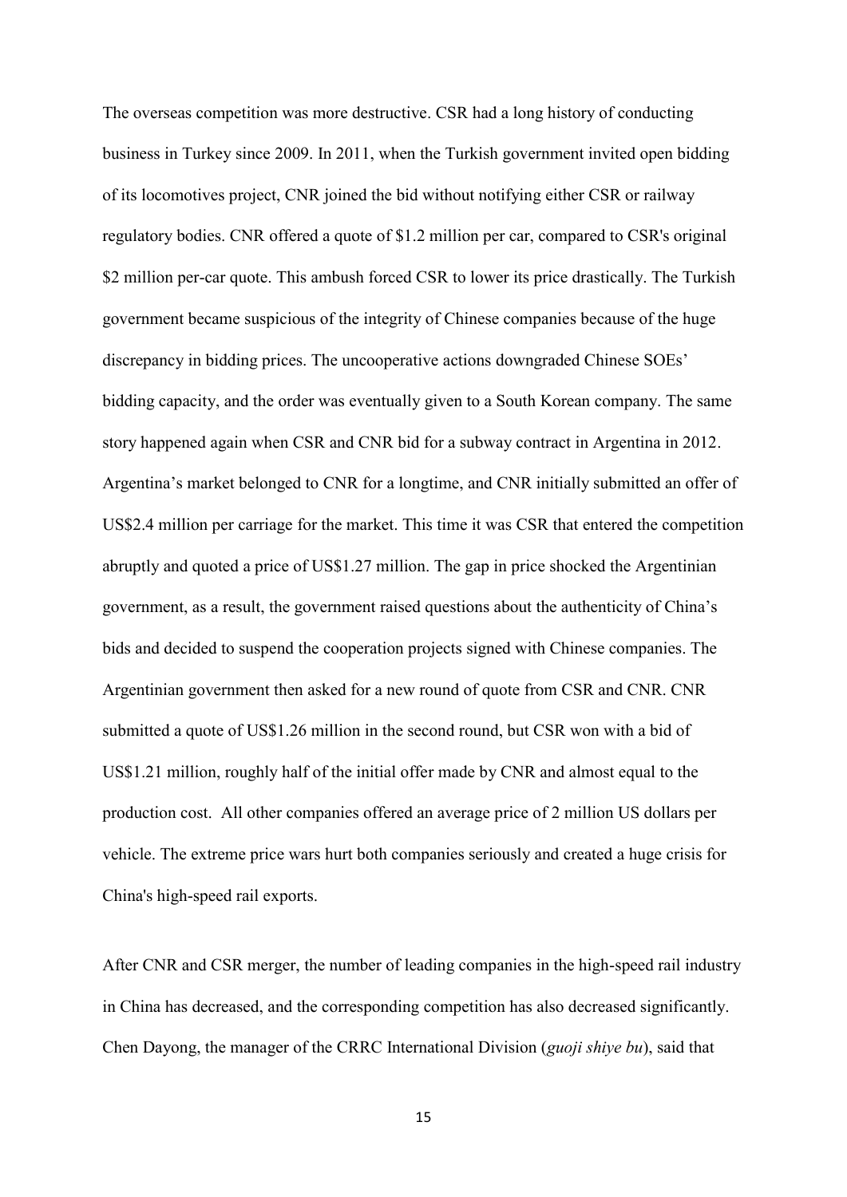The overseas competition was more destructive. CSR had a long history of conducting business in Turkey since 2009. In 2011, when the Turkish government invited open bidding of its locomotives project, CNR joined the bid without notifying either CSR or railway regulatory bodies. CNR offered a quote of $1.2 million per car, compared to CSR's original $2 million per-car quote. This ambush forced CSR to lower its price drastically. The Turkish government became suspicious of the integrity of Chinese companies because of the huge discrepancy in bidding prices. The uncooperative actions downgraded Chinese SOEs' bidding capacity, and the order was eventually given to a South Korean company. The same story happened again when CSR and CNR bid for a subway contract in Argentina in 2012. Argentina's market belonged to CNR for a longtime, and CNR initially submitted an offer of US$2.4 million per carriage for the market. This time it was CSR that entered the competition abruptly and quoted a price of US$1.27 million. The gap in price shocked the Argentinian government, as a result, the government raised questions about the authenticity of China's bids and decided to suspend the cooperation projects signed with Chinese companies. The Argentinian government then asked for a new round of quote from CSR and CNR. CNR submitted a quote of US$1.26 million in the second round, but CSR won with a bid of US$1.21 million, roughly half of the initial offer made by CNR and almost equal to the production cost. All other companies offered an average price of 2 million US dollars per vehicle. The extreme price wars hurt both companies seriously and created a huge crisis for China's high-speed rail exports.

After CNR and CSR merger, the number of leading companies in the high-speed rail industry in China has decreased, and the corresponding competition has also decreased significantly. Chen Dayong, the manager of the CRRC International Division (*guoji shiye bu*), said that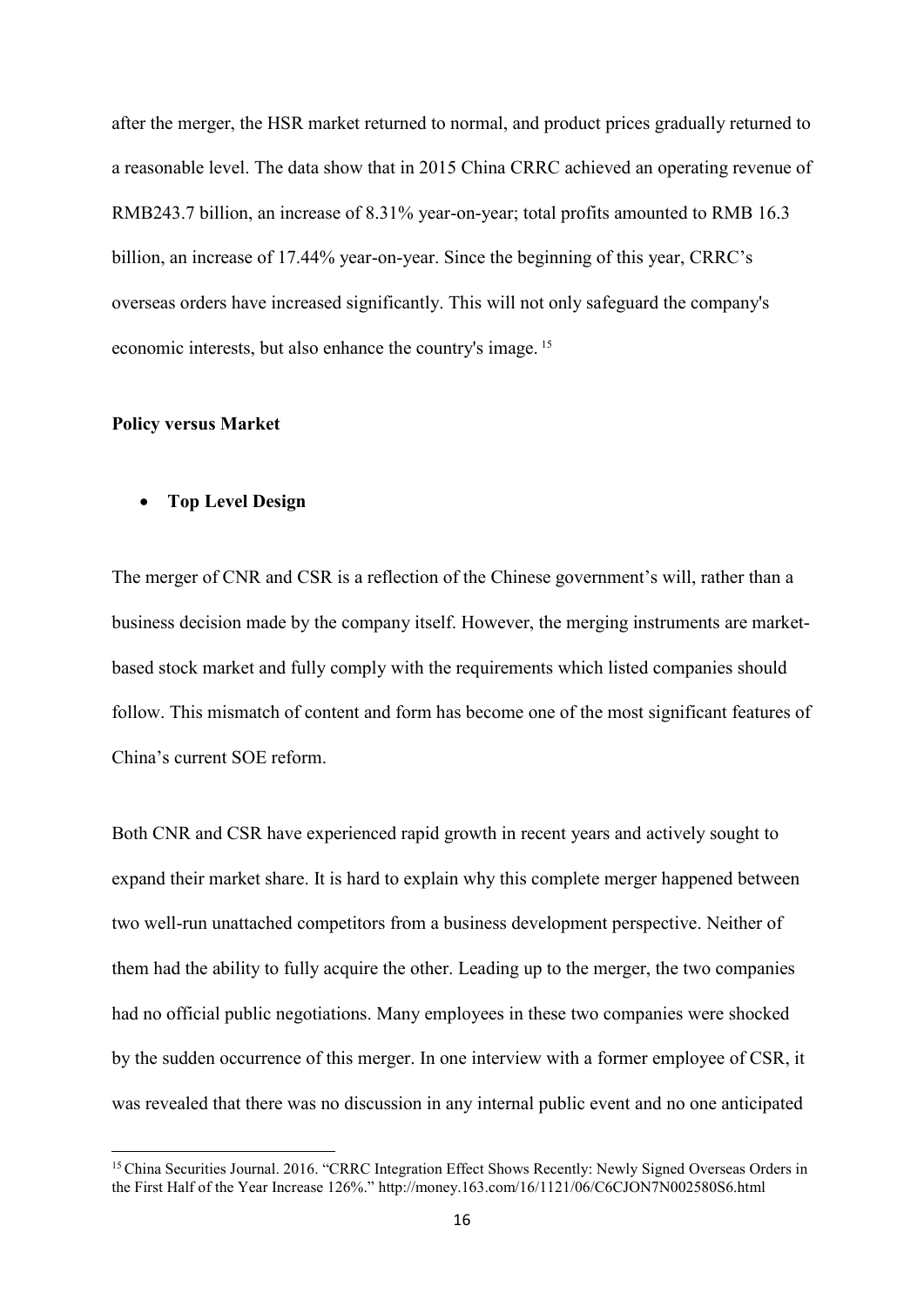after the merger, the HSR market returned to normal, and product prices gradually returned to a reasonable level. The data show that in 2015 China CRRC achieved an operating revenue of RMB243.7 billion, an increase of 8.31% year-on-year; total profits amounted to RMB 16.3 billion, an increase of 17.44% year-on-year. Since the beginning of this year, CRRC's overseas orders have increased significantly. This will not only safeguard the company's economic interests, but also enhance the country's image. [15]

**Policy versus Market**

- **Top Level Design**

The merger of CNR and CSR is a reflection of the Chinese government's will, rather than a business decision made by the company itself. However, the merging instruments are market-based stock market and fully comply with the requirements which listed companies should follow. This mismatch of content and form has become one of the most significant features of China's current SOE reform.

Both CNR and CSR have experienced rapid growth in recent years and actively sought to expand their market share. It is hard to explain why this complete merger happened between two well-run unattached competitors from a business development perspective. Neither of them had the ability to fully acquire the other. Leading up to the merger, the two companies had no official public negotiations. Many employees in these two companies were shocked by the sudden occurrence of this merger. In one interview with a former employee of CSR, it was revealed that there was no discussion in any internal public event and no one anticipated

[15] China Securities Journal. 2016. "CRRC Integration Effect Shows Recently: Newly Signed Overseas Orders in the First Half of the Year Increase 126%." http://money.163.com/16/1121/06/C6CJON7N002580S6.html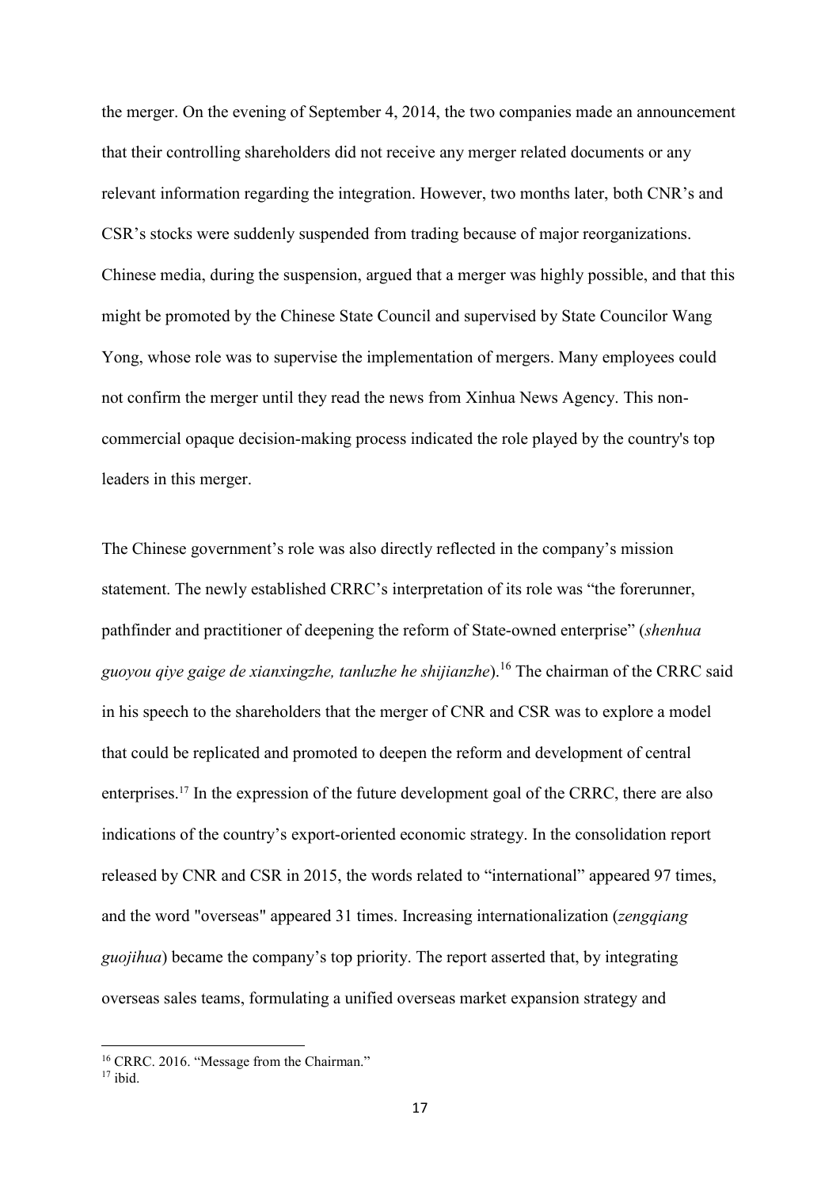the merger. On the evening of September 4, 2014, the two companies made an announcement that their controlling shareholders did not receive any merger related documents or any relevant information regarding the integration. However, two months later, both CNR's and CSR's stocks were suddenly suspended from trading because of major reorganizations. Chinese media, during the suspension, argued that a merger was highly possible, and that this might be promoted by the Chinese State Council and supervised by State Councilor Wang Yong, whose role was to supervise the implementation of mergers. Many employees could not confirm the merger until they read the news from Xinhua News Agency. This non-commercial opaque decision-making process indicated the role played by the country's top leaders in this merger.

The Chinese government's role was also directly reflected in the company's mission statement. The newly established CRRC's interpretation of its role was "the forerunner, pathfinder and practitioner of deepening the reform of State-owned enterprise" (*shenhua guoyou qiye gaige de xianxingzhe, tanluzhe he shijianzhe*).[16] The chairman of the CRRC said in his speech to the shareholders that the merger of CNR and CSR was to explore a model that could be replicated and promoted to deepen the reform and development of central enterprises.[17] In the expression of the future development goal of the CRRC, there are also indications of the country's export-oriented economic strategy. In the consolidation report released by CNR and CSR in 2015, the words related to "international" appeared 97 times, and the word "overseas" appeared 31 times. Increasing internationalization (*zengqiang guojihua*) became the company's top priority. The report asserted that, by integrating overseas sales teams, formulating a unified overseas market expansion strategy and

[16] CRRC. 2016. "Message from the Chairman."

[17] ibid.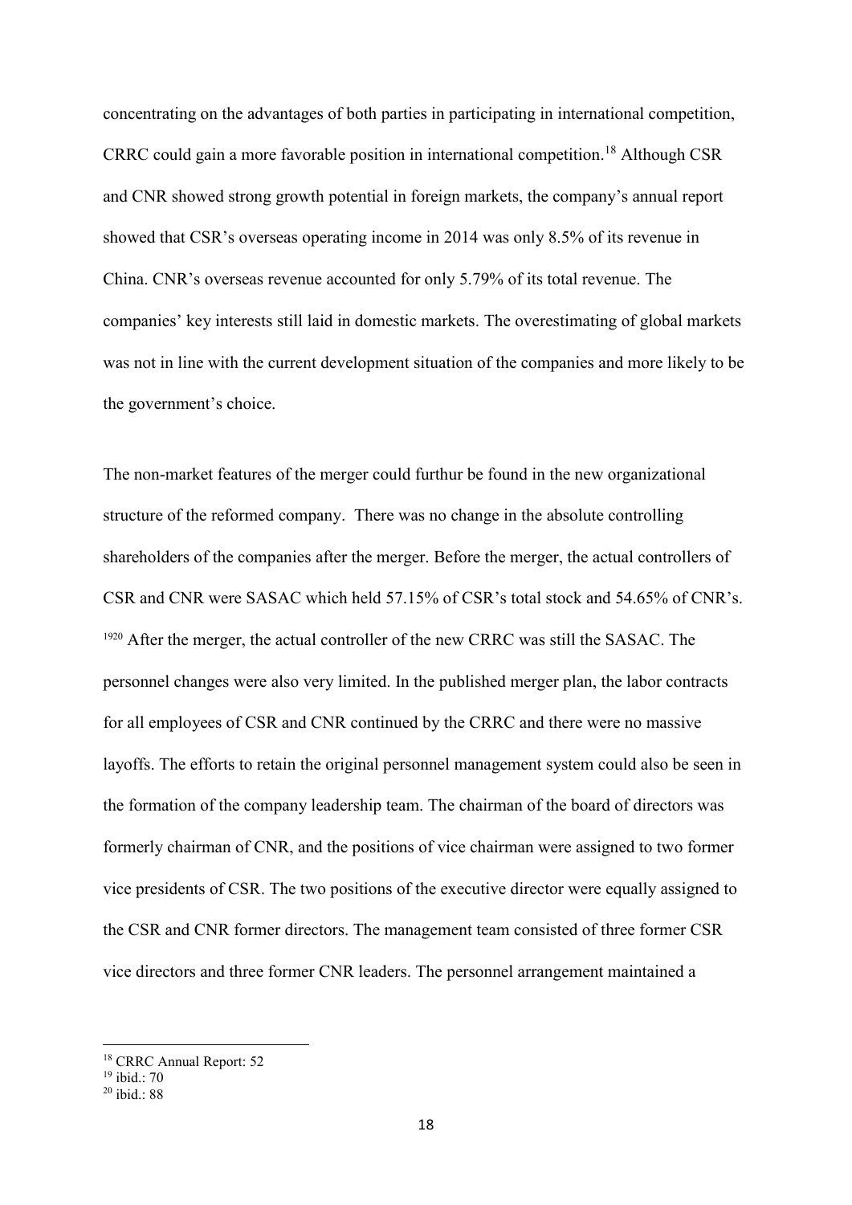concentrating on the advantages of both parties in participating in international competition, CRRC could gain a more favorable position in international competition.[18] Although CSR and CNR showed strong growth potential in foreign markets, the company's annual report showed that CSR's overseas operating income in 2014 was only 8.5% of its revenue in China. CNR's overseas revenue accounted for only 5.79% of its total revenue. The companies' key interests still laid in domestic markets. The overestimating of global markets was not in line with the current development situation of the companies and more likely to be the government's choice.

The non-market features of the merger could furthur be found in the new organizational structure of the reformed company. There was no change in the absolute controlling shareholders of the companies after the merger. Before the merger, the actual controllers of CSR and CNR were SASAC which held 57.15% of CSR's total stock and 54.65% of CNR's.[19][20] After the merger, the actual controller of the new CRRC was still the SASAC. The personnel changes were also very limited. In the published merger plan, the labor contracts for all employees of CSR and CNR continued by the CRRC and there were no massive layoffs. The efforts to retain the original personnel management system could also be seen in the formation of the company leadership team. The chairman of the board of directors was formerly chairman of CNR, and the positions of vice chairman were assigned to two former vice presidents of CSR. The two positions of the executive director were equally assigned to the CSR and CNR former directors. The management team consisted of three former CSR vice directors and three former CNR leaders. The personnel arrangement maintained a

---

[18] CRRC Annual Report: 52

[19] ibid.: 70

[20] ibid.: 88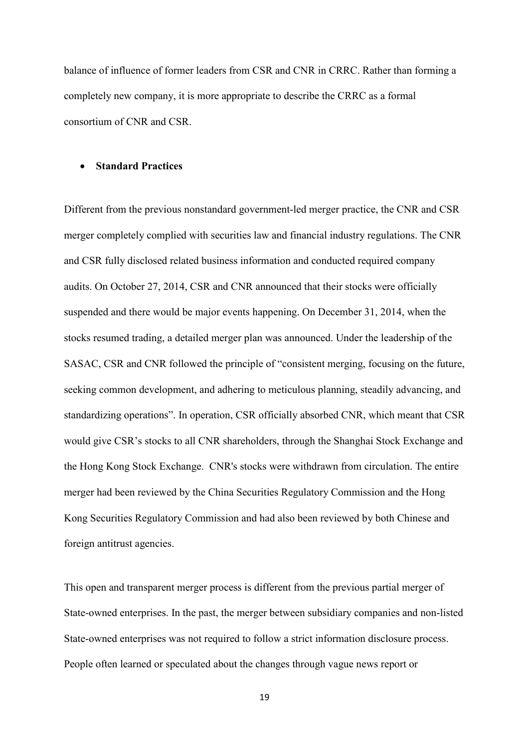balance of influence of former leaders from CSR and CNR in CRRC. Rather than forming a completely new company, it is more appropriate to describe the CRRC as a formal consortium of CNR and CSR.

- **Standard Practices**

Different from the previous nonstandard government-led merger practice, the CNR and CSR merger completely complied with securities law and financial industry regulations. The CNR and CSR fully disclosed related business information and conducted required company audits. On October 27, 2014, CSR and CNR announced that their stocks were officially suspended and there would be major events happening. On December 31, 2014, when the stocks resumed trading, a detailed merger plan was announced. Under the leadership of the SASAC, CSR and CNR followed the principle of "consistent merging, focusing on the future, seeking common development, and adhering to meticulous planning, steadily advancing, and standardizing operations". In operation, CSR officially absorbed CNR, which meant that CSR would give CSR's stocks to all CNR shareholders, through the Shanghai Stock Exchange and the Hong Kong Stock Exchange. CNR's stocks were withdrawn from circulation. The entire merger had been reviewed by the China Securities Regulatory Commission and the Hong Kong Securities Regulatory Commission and had also been reviewed by both Chinese and foreign antitrust agencies.

This open and transparent merger process is different from the previous partial merger of State-owned enterprises. In the past, the merger between subsidiary companies and non-listed State-owned enterprises was not required to follow a strict information disclosure process. People often learned or speculated about the changes through vague news report or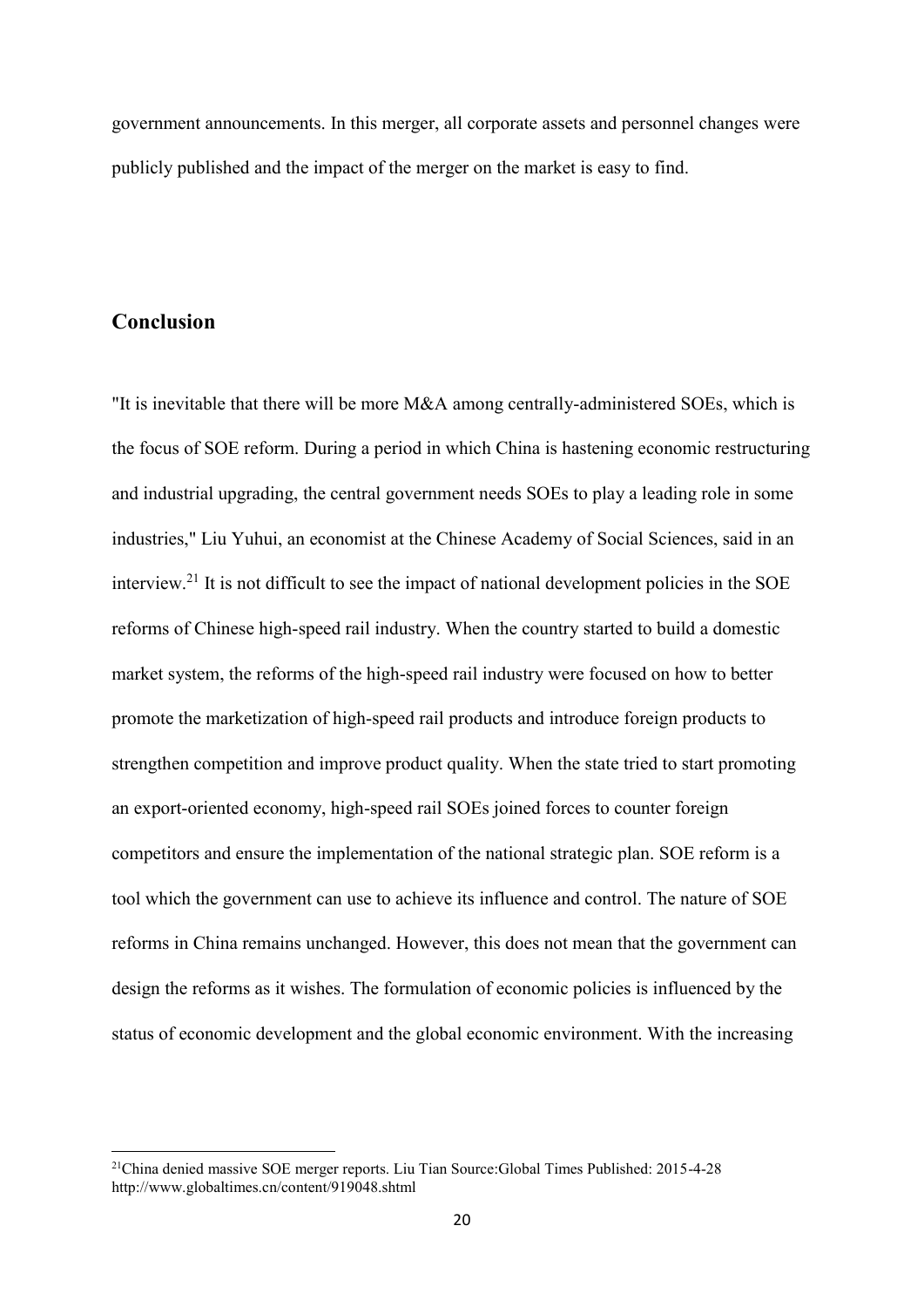government announcements. In this merger, all corporate assets and personnel changes were publicly published and the impact of the merger on the market is easy to find.

## Conclusion

"It is inevitable that there will be more M&A among centrally-administered SOEs, which is the focus of SOE reform. During a period in which China is hastening economic restructuring and industrial upgrading, the central government needs SOEs to play a leading role in some industries," Liu Yuhui, an economist at the Chinese Academy of Social Sciences, said in an interview.[21] It is not difficult to see the impact of national development policies in the SOE reforms of Chinese high-speed rail industry. When the country started to build a domestic market system, the reforms of the high-speed rail industry were focused on how to better promote the marketization of high-speed rail products and introduce foreign products to strengthen competition and improve product quality. When the state tried to start promoting an export-oriented economy, high-speed rail SOEs joined forces to counter foreign competitors and ensure the implementation of the national strategic plan. SOE reform is a tool which the government can use to achieve its influence and control. The nature of SOE reforms in China remains unchanged. However, this does not mean that the government can design the reforms as it wishes. The formulation of economic policies is influenced by the status of economic development and the global economic environment. With the increasing

[21]China denied massive SOE merger reports. Liu Tian Source:Global Times Published: 2015-4-28 http://www.globaltimes.cn/content/919048.shtml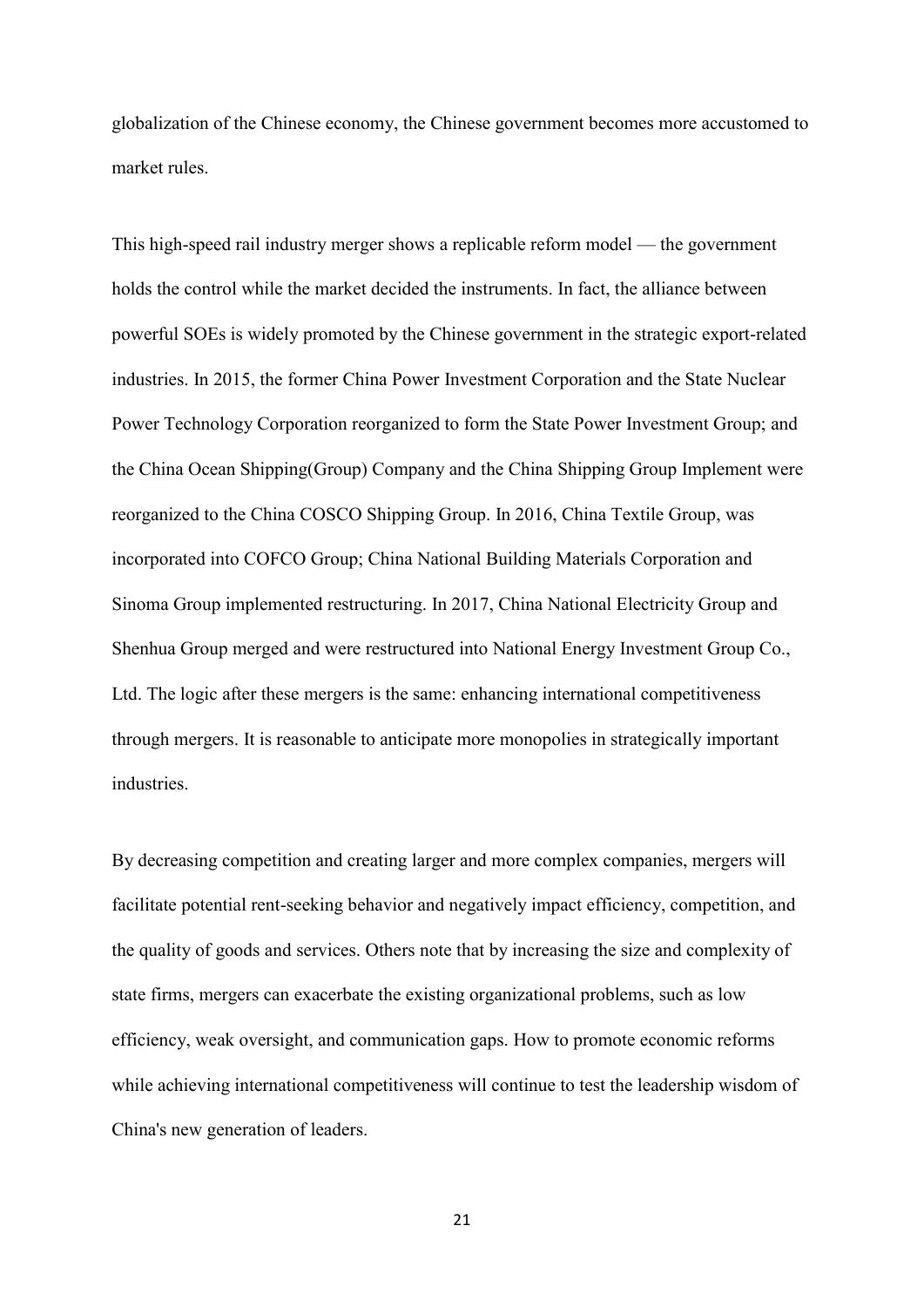globalization of the Chinese economy, the Chinese government becomes more accustomed to market rules.

This high-speed rail industry merger shows a replicable reform model — the government holds the control while the market decided the instruments. In fact, the alliance between powerful SOEs is widely promoted by the Chinese government in the strategic export-related industries. In 2015, the former China Power Investment Corporation and the State Nuclear Power Technology Corporation reorganized to form the State Power Investment Group; and the China Ocean Shipping(Group) Company and the China Shipping Group Implement were reorganized to the China COSCO Shipping Group. In 2016, China Textile Group, was incorporated into COFCO Group; China National Building Materials Corporation and Sinoma Group implemented restructuring. In 2017, China National Electricity Group and Shenhua Group merged and were restructured into National Energy Investment Group Co., Ltd. The logic after these mergers is the same: enhancing international competitiveness through mergers. It is reasonable to anticipate more monopolies in strategically important industries.

By decreasing competition and creating larger and more complex companies, mergers will facilitate potential rent-seeking behavior and negatively impact efficiency, competition, and the quality of goods and services. Others note that by increasing the size and complexity of state firms, mergers can exacerbate the existing organizational problems, such as low efficiency, weak oversight, and communication gaps. How to promote economic reforms while achieving international competitiveness will continue to test the leadership wisdom of China's new generation of leaders.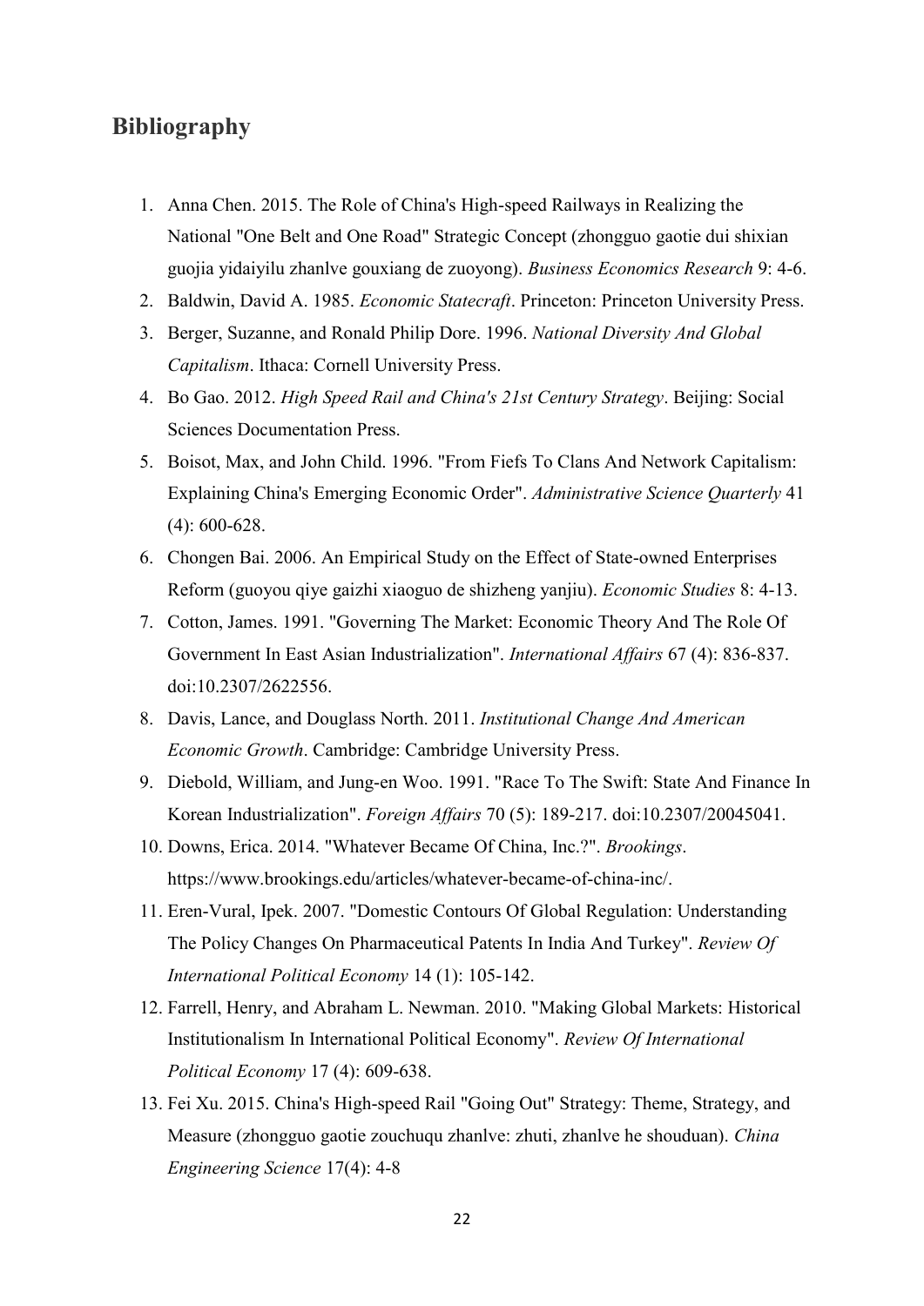## Bibliography

1. Anna Chen. 2015. The Role of China's High-speed Railways in Realizing the National "One Belt and One Road" Strategic Concept (zhongguo gaotie dui shixian guojia yidaiyilu zhanlve gouxiang de zuoyong). *Business Economics Research* 9: 4-6.
2. Baldwin, David A. 1985. *Economic Statecraft*. Princeton: Princeton University Press.
3. Berger, Suzanne, and Ronald Philip Dore. 1996. *National Diversity And Global Capitalism*. Ithaca: Cornell University Press.
4. Bo Gao. 2012. *High Speed Rail and China's 21st Century Strategy*. Beijing: Social Sciences Documentation Press.
5. Boisot, Max, and John Child. 1996. "From Fiefs To Clans And Network Capitalism: Explaining China's Emerging Economic Order". *Administrative Science Quarterly* 41 (4): 600-628.
6. Chongen Bai. 2006. An Empirical Study on the Effect of State-owned Enterprises Reform (guoyou qiye gaizhi xiaoguo de shizheng yanjiu). *Economic Studies* 8: 4-13.
7. Cotton, James. 1991. "Governing The Market: Economic Theory And The Role Of Government In East Asian Industrialization". *International Affairs* 67 (4): 836-837. doi:10.2307/2622556.
8. Davis, Lance, and Douglass North. 2011. *Institutional Change And American Economic Growth*. Cambridge: Cambridge University Press.
9. Diebold, William, and Jung-en Woo. 1991. "Race To The Swift: State And Finance In Korean Industrialization". *Foreign Affairs* 70 (5): 189-217. doi:10.2307/20045041.
10. Downs, Erica. 2014. "Whatever Became Of China, Inc.?". *Brookings*. https://www.brookings.edu/articles/whatever-became-of-china-inc/.
11. Eren-Vural, Ipek. 2007. "Domestic Contours Of Global Regulation: Understanding The Policy Changes On Pharmaceutical Patents In India And Turkey". *Review Of International Political Economy* 14 (1): 105-142.
12. Farrell, Henry, and Abraham L. Newman. 2010. "Making Global Markets: Historical Institutionalism In International Political Economy". *Review Of International Political Economy* 17 (4): 609-638.
13. Fei Xu. 2015. China's High-speed Rail "Going Out" Strategy: Theme, Strategy, and Measure (zhongguo gaotie zouchuqu zhanlve: zhuti, zhanlve he shouduan). *China Engineering Science* 17(4): 4-8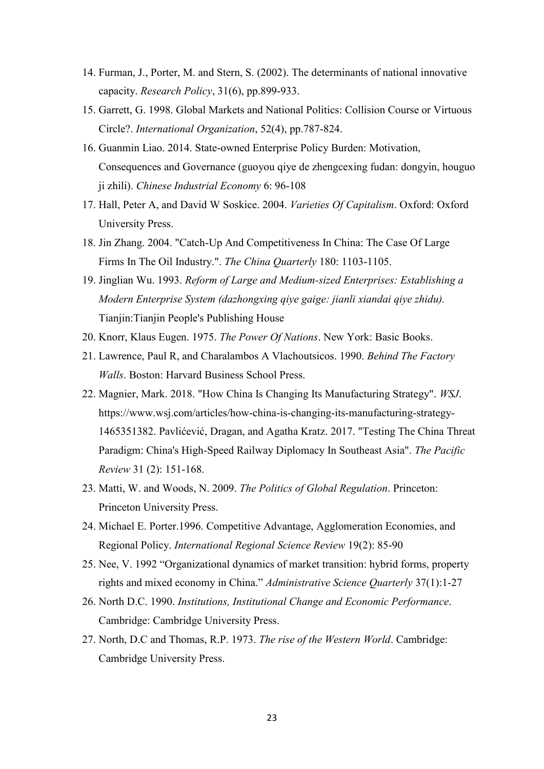14. Furman, J., Porter, M. and Stern, S. (2002). The determinants of national innovative capacity. *Research Policy*, 31(6), pp.899-933.
15. Garrett, G. 1998. Global Markets and National Politics: Collision Course or Virtuous Circle?. *International Organization*, 52(4), pp.787-824.
16. Guanmin Liao. 2014. State-owned Enterprise Policy Burden: Motivation, Consequences and Governance (guoyou qiye de zhengcexing fudan: dongyin, houguo ji zhili). *Chinese Industrial Economy* 6: 96-108
17. Hall, Peter A, and David W Soskice. 2004. *Varieties Of Capitalism*. Oxford: Oxford University Press.
18. Jin Zhang. 2004. "Catch-Up And Competitiveness In China: The Case Of Large Firms In The Oil Industry.". *The China Quarterly* 180: 1103-1105.
19. Jinglian Wu. 1993. *Reform of Large and Medium-sized Enterprises: Establishing a Modern Enterprise System (dazhongxing qiye gaige: jianli xiandai qiye zhidu).* Tianjin:Tianjin People's Publishing House
20. Knorr, Klaus Eugen. 1975. *The Power Of Nations*. New York: Basic Books.
21. Lawrence, Paul R, and Charalambos A Vlachoutsicos. 1990. *Behind The Factory Walls*. Boston: Harvard Business School Press.
22. Magnier, Mark. 2018. "How China Is Changing Its Manufacturing Strategy". *WSJ*. https://www.wsj.com/articles/how-china-is-changing-its-manufacturing-strategy-1465351382. Pavlićević, Dragan, and Agatha Kratz. 2017. "Testing The China Threat Paradigm: China's High-Speed Railway Diplomacy In Southeast Asia". *The Pacific Review* 31 (2): 151-168.
23. Matti, W. and Woods, N. 2009. *The Politics of Global Regulation*. Princeton: Princeton University Press.
24. Michael E. Porter.1996. Competitive Advantage, Agglomeration Economies, and Regional Policy. *International Regional Science Review* 19(2): 85-90
25. Nee, V. 1992 "Organizational dynamics of market transition: hybrid forms, property rights and mixed economy in China." *Administrative Science Quarterly* 37(1):1-27
26. North D.C. 1990. *Institutions, Institutional Change and Economic Performance*. Cambridge: Cambridge University Press.
27. North, D.C and Thomas, R.P. 1973. *The rise of the Western World*. Cambridge: Cambridge University Press.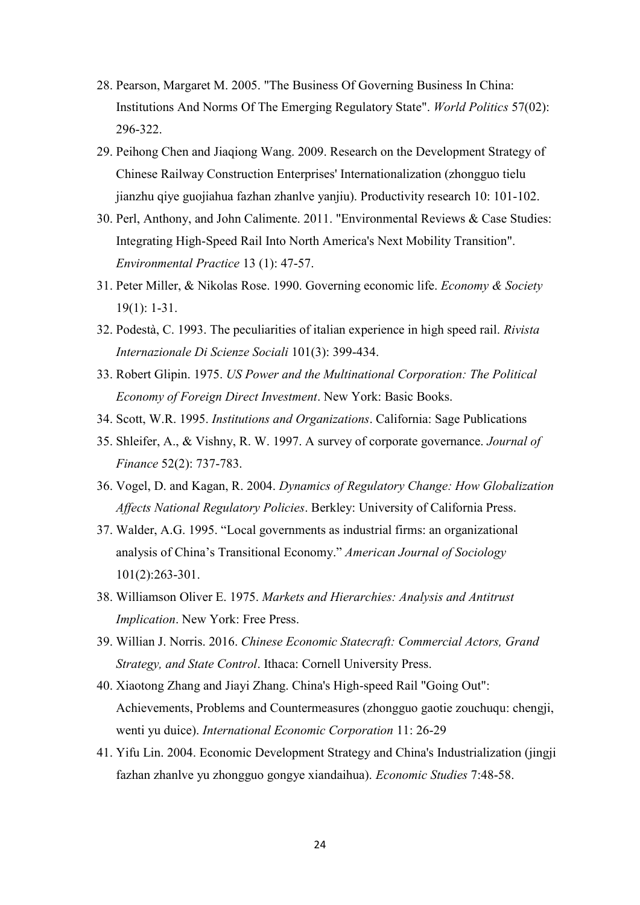28. Pearson, Margaret M. 2005. "The Business Of Governing Business In China: Institutions And Norms Of The Emerging Regulatory State". *World Politics* 57(02): 296-322.
29. Peihong Chen and Jiaqiong Wang. 2009. Research on the Development Strategy of Chinese Railway Construction Enterprises' Internationalization (zhongguo tielu jianzhu qiye guojiahua fazhan zhanlve yanjiu). Productivity research 10: 101-102.
30. Perl, Anthony, and John Calimente. 2011. "Environmental Reviews & Case Studies: Integrating High-Speed Rail Into North America's Next Mobility Transition". *Environmental Practice* 13 (1): 47-57.
31. Peter Miller, & Nikolas Rose. 1990. Governing economic life. *Economy & Society* 19(1): 1-31.
32. Podestà, C. 1993. The peculiarities of italian experience in high speed rail. *Rivista Internazionale Di Scienze Sociali* 101(3): 399-434.
33. Robert Glipin. 1975. *US Power and the Multinational Corporation: The Political Economy of Foreign Direct Investment*. New York: Basic Books.
34. Scott, W.R. 1995. *Institutions and Organizations*. California: Sage Publications
35. Shleifer, A., & Vishny, R. W. 1997. A survey of corporate governance. *Journal of Finance* 52(2): 737-783.
36. Vogel, D. and Kagan, R. 2004. *Dynamics of Regulatory Change: How Globalization Affects National Regulatory Policies*. Berkley: University of California Press.
37. Walder, A.G. 1995. "Local governments as industrial firms: an organizational analysis of China's Transitional Economy." *American Journal of Sociology* 101(2):263-301.
38. Williamson Oliver E. 1975. *Markets and Hierarchies: Analysis and Antitrust Implication*. New York: Free Press.
39. Willian J. Norris. 2016. *Chinese Economic Statecraft: Commercial Actors, Grand Strategy, and State Control*. Ithaca: Cornell University Press.
40. Xiaotong Zhang and Jiayi Zhang. China's High-speed Rail "Going Out": Achievements, Problems and Countermeasures (zhongguo gaotie zouchuqu: chengji, wenti yu duice). *International Economic Corporation* 11: 26-29
41. Yifu Lin. 2004. Economic Development Strategy and China's Industrialization (jingji fazhan zhanlve yu zhongguo gongye xiandaihua). *Economic Studies* 7:48-58.